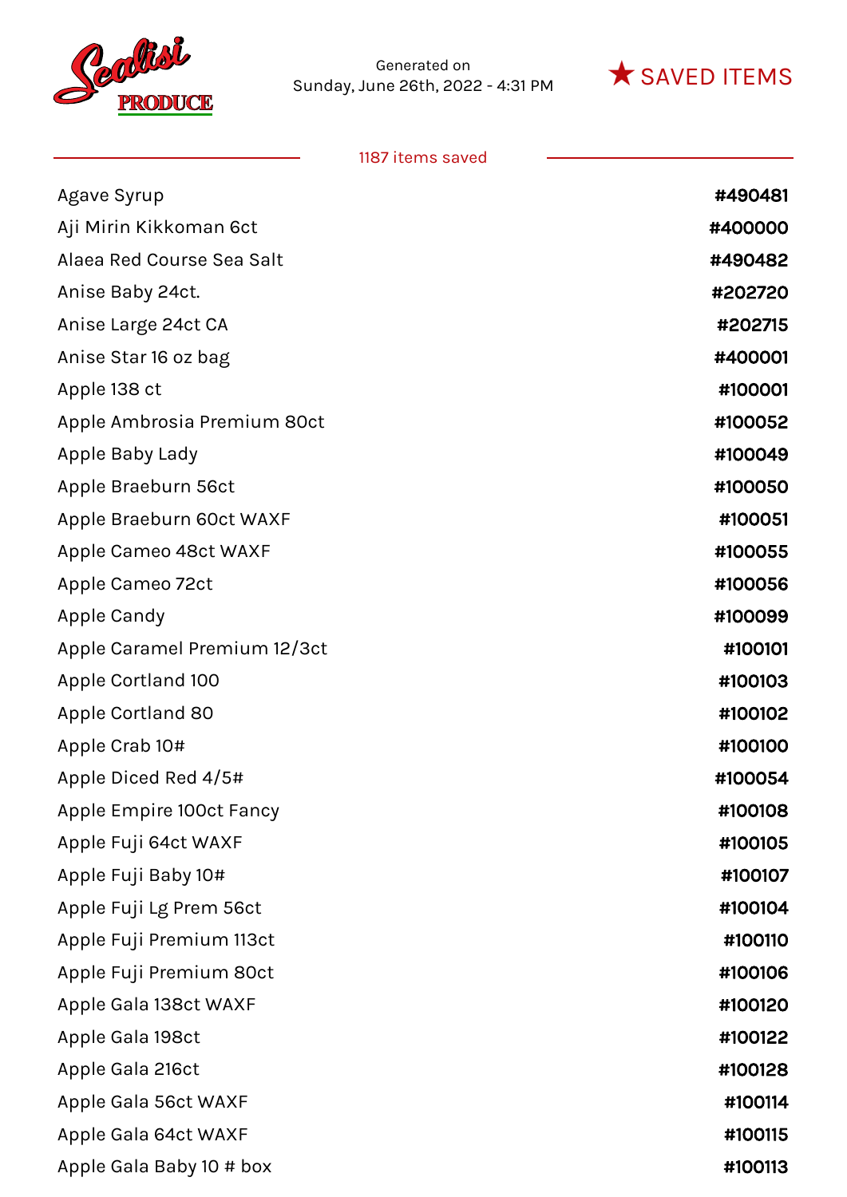Scalisi PRODUCE

Generated on
Sunday, June 26th, 2022 - 4:31 PM

★ SAVED ITEMS

1187 items saved

| | |
|---|---|
| Agave Syrup | #490481 |
| Aji Mirin Kikkoman 6ct | #400000 |
| Alaea Red Course Sea Salt | #490482 |
| Anise Baby 24ct. | #202720 |
| Anise Large 24ct CA | #202715 |
| Anise Star 16 oz bag | #400001 |
| Apple 138 ct | #100001 |
| Apple Ambrosia Premium 80ct | #100052 |
| Apple Baby Lady | #100049 |
| Apple Braeburn 56ct | #100050 |
| Apple Braeburn 60ct WAXF | #100051 |
| Apple Cameo 48ct WAXF | #100055 |
| Apple Cameo 72ct | #100056 |
| Apple Candy | #100099 |
| Apple Caramel Premium 12/3ct | #100101 |
| Apple Cortland 100 | #100103 |
| Apple Cortland 80 | #100102 |
| Apple Crab 10# | #100100 |
| Apple Diced Red 4/5# | #100054 |
| Apple Empire 100ct Fancy | #100108 |
| Apple Fuji 64ct WAXF | #100105 |
| Apple Fuji Baby 10# | #100107 |
| Apple Fuji Lg Prem 56ct | #100104 |
| Apple Fuji Premium 113ct | #100110 |
| Apple Fuji Premium 80ct | #100106 |
| Apple Gala 138ct WAXF | #100120 |
| Apple Gala 198ct | #100122 |
| Apple Gala 216ct | #100128 |
| Apple Gala 56ct WAXF | #100114 |
| Apple Gala 64ct WAXF | #100115 |
| Apple Gala Baby 10 # box | #100113 |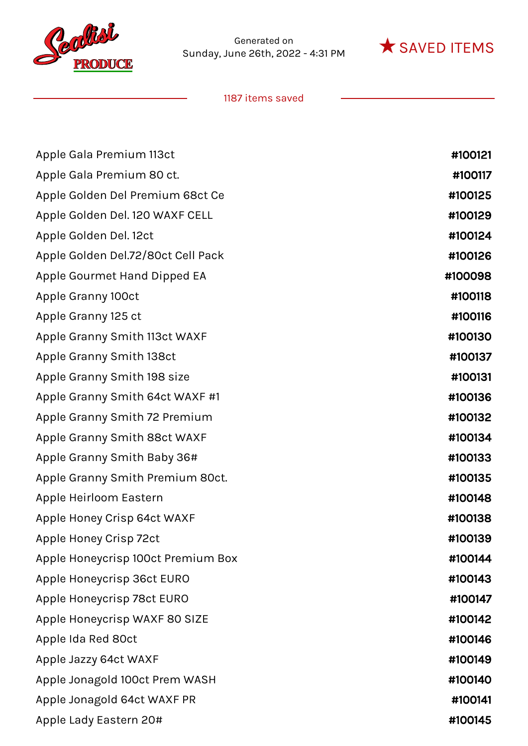Generated on
Sunday, June 26th, 2022 - 4:31 PM

★ SAVED ITEMS

1187 items saved

| | |
|---|---|
| Apple Gala Premium 113ct | #100121 |
| Apple Gala Premium 80 ct. | #100117 |
| Apple Golden Del Premium 68ct Ce | #100125 |
| Apple Golden Del. 120 WAXF CELL | #100129 |
| Apple Golden Del. 12ct | #100124 |
| Apple Golden Del.72/80ct Cell Pack | #100126 |
| Apple Gourmet Hand Dipped EA | #100098 |
| Apple Granny 100ct | #100118 |
| Apple Granny 125 ct | #100116 |
| Apple Granny Smith 113ct WAXF | #100130 |
| Apple Granny Smith 138ct | #100137 |
| Apple Granny Smith 198 size | #100131 |
| Apple Granny Smith 64ct WAXF #1 | #100136 |
| Apple Granny Smith 72 Premium | #100132 |
| Apple Granny Smith 88ct WAXF | #100134 |
| Apple Granny Smith Baby 36# | #100133 |
| Apple Granny Smith Premium 80ct. | #100135 |
| Apple Heirloom Eastern | #100148 |
| Apple Honey Crisp 64ct WAXF | #100138 |
| Apple Honey Crisp 72ct | #100139 |
| Apple Honeycrisp 100ct Premium Box | #100144 |
| Apple Honeycrisp 36ct EURO | #100143 |
| Apple Honeycrisp 78ct EURO | #100147 |
| Apple Honeycrisp WAXF 80 SIZE | #100142 |
| Apple Ida Red 80ct | #100146 |
| Apple Jazzy 64ct WAXF | #100149 |
| Apple Jonagold 100ct Prem WASH | #100140 |
| Apple Jonagold 64ct WAXF PR | #100141 |
| Apple Lady Eastern 20# | #100145 |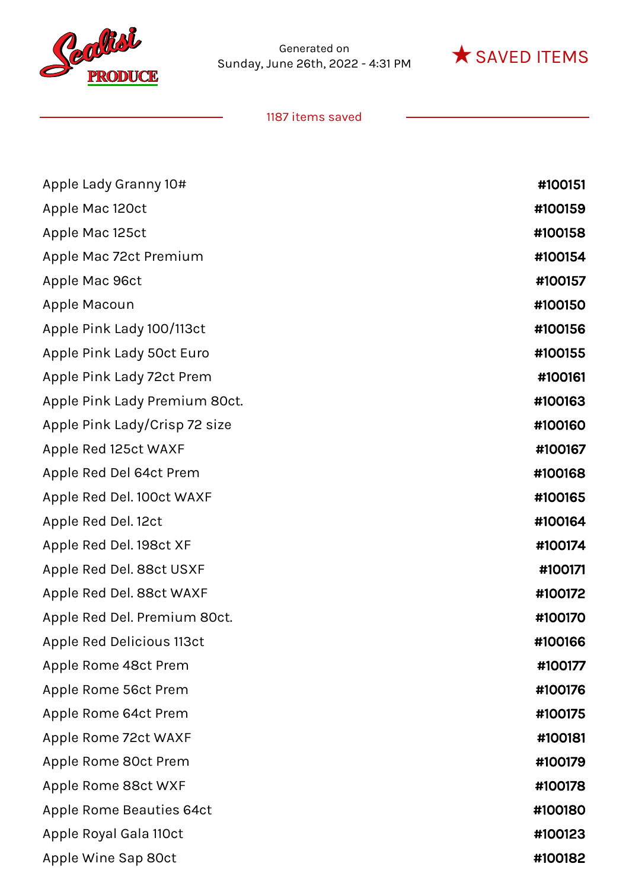Generated on
Sunday, June 26th, 2022 - 4:31 PM

★ SAVED ITEMS

1187 items saved

| | |
|---|---|
| Apple Lady Granny 10# | #100151 |
| Apple Mac 120ct | #100159 |
| Apple Mac 125ct | #100158 |
| Apple Mac 72ct Premium | #100154 |
| Apple Mac 96ct | #100157 |
| Apple Macoun | #100150 |
| Apple Pink Lady 100/113ct | #100156 |
| Apple Pink Lady 50ct Euro | #100155 |
| Apple Pink Lady 72ct Prem | #100161 |
| Apple Pink Lady Premium 80ct. | #100163 |
| Apple Pink Lady/Crisp 72 size | #100160 |
| Apple Red 125ct WAXF | #100167 |
| Apple Red Del 64ct Prem | #100168 |
| Apple Red Del. 100ct WAXF | #100165 |
| Apple Red Del. 12ct | #100164 |
| Apple Red Del. 198ct XF | #100174 |
| Apple Red Del. 88ct USXF | #100171 |
| Apple Red Del. 88ct WAXF | #100172 |
| Apple Red Del. Premium 80ct. | #100170 |
| Apple Red Delicious 113ct | #100166 |
| Apple Rome 48ct Prem | #100177 |
| Apple Rome 56ct Prem | #100176 |
| Apple Rome 64ct Prem | #100175 |
| Apple Rome 72ct WAXF | #100181 |
| Apple Rome 80ct Prem | #100179 |
| Apple Rome 88ct WXF | #100178 |
| Apple Rome Beauties 64ct | #100180 |
| Apple Royal Gala 110ct | #100123 |
| Apple Wine Sap 80ct | #100182 |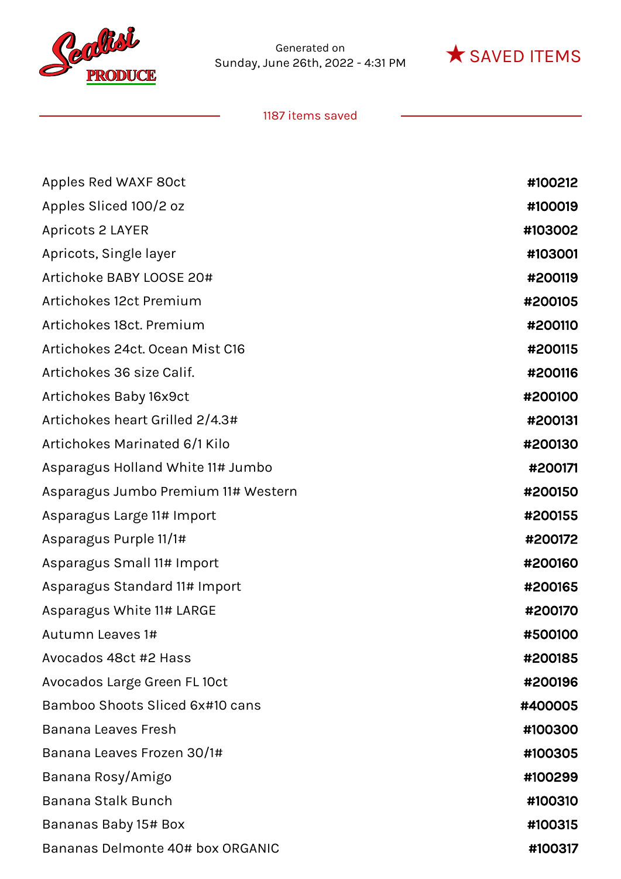Scalisi PRODUCE

Generated on
Sunday, June 26th, 2022 - 4:31 PM

★ SAVED ITEMS

1187 items saved

| | |
|---|---|
| Apples Red WAXF 80ct | #100212 |
| Apples Sliced 100/2 oz | #100019 |
| Apricots 2 LAYER | #103002 |
| Apricots, Single layer | #103001 |
| Artichoke BABY LOOSE 20# | #200119 |
| Artichokes 12ct Premium | #200105 |
| Artichokes 18ct. Premium | #200110 |
| Artichokes 24ct. Ocean Mist C16 | #200115 |
| Artichokes 36 size Calif. | #200116 |
| Artichokes Baby 16x9ct | #200100 |
| Artichokes heart Grilled 2/4.3# | #200131 |
| Artichokes Marinated 6/1 Kilo | #200130 |
| Asparagus Holland White 11# Jumbo | #200171 |
| Asparagus Jumbo Premium 11# Western | #200150 |
| Asparagus Large 11# Import | #200155 |
| Asparagus Purple 11/1# | #200172 |
| Asparagus Small 11# Import | #200160 |
| Asparagus Standard 11# Import | #200165 |
| Asparagus White 11# LARGE | #200170 |
| Autumn Leaves 1# | #500100 |
| Avocados 48ct #2 Hass | #200185 |
| Avocados Large Green FL 10ct | #200196 |
| Bamboo Shoots Sliced 6x#10 cans | #400005 |
| Banana Leaves Fresh | #100300 |
| Banana Leaves Frozen 30/1# | #100305 |
| Banana Rosy/Amigo | #100299 |
| Banana Stalk Bunch | #100310 |
| Bananas Baby 15# Box | #100315 |
| Bananas Delmonte 40# box ORGANIC | #100317 |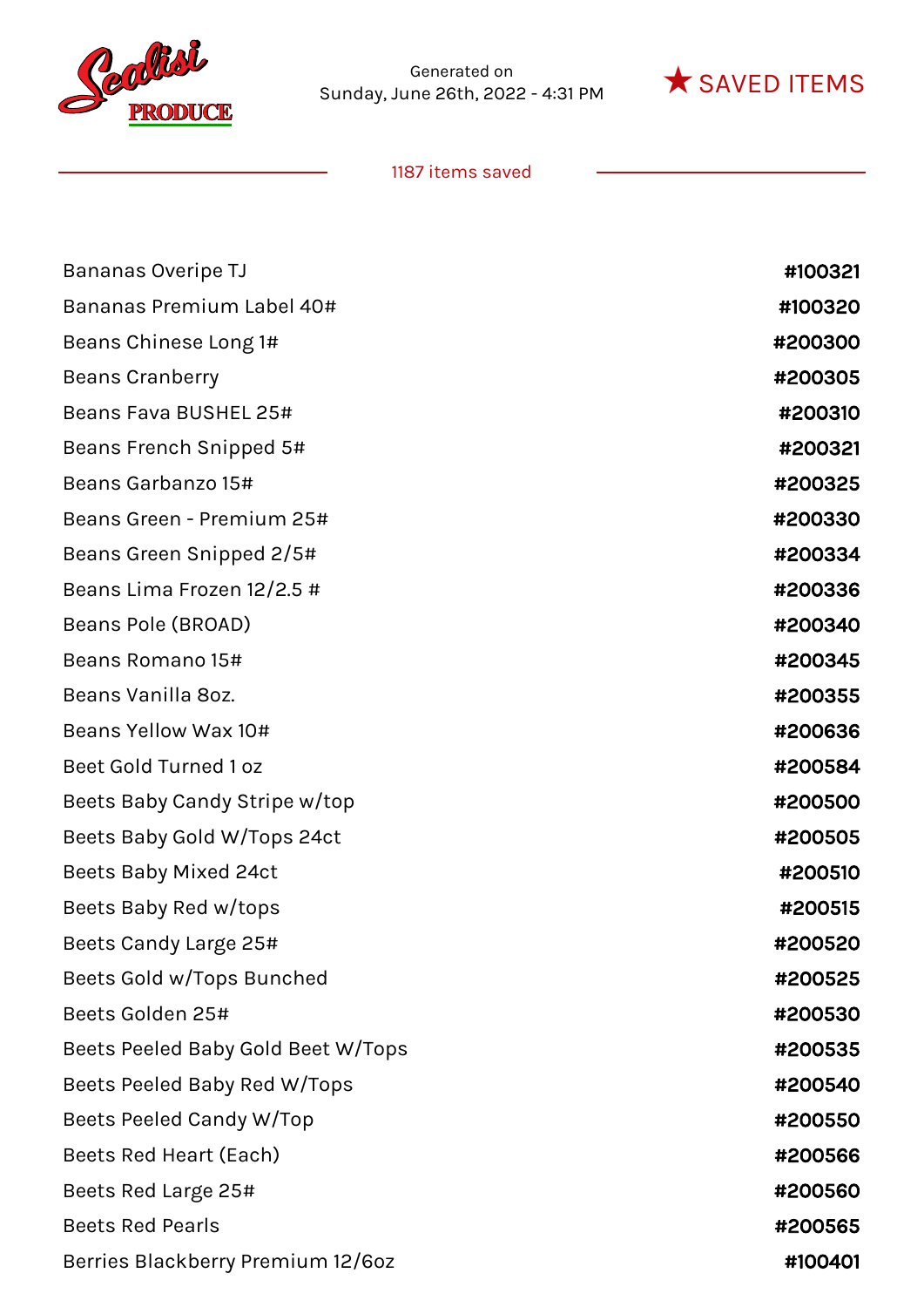Generated on
Sunday, June 26th, 2022 - 4:31 PM

★ SAVED ITEMS

1187 items saved

| | |
|---|---|
| Bananas Overipe TJ | #100321 |
| Bananas Premium Label 40# | #100320 |
| Beans Chinese Long 1# | #200300 |
| Beans Cranberry | #200305 |
| Beans Fava BUSHEL 25# | #200310 |
| Beans French Snipped 5# | #200321 |
| Beans Garbanzo 15# | #200325 |
| Beans Green - Premium 25# | #200330 |
| Beans Green Snipped 2/5# | #200334 |
| Beans Lima Frozen 12/2.5 # | #200336 |
| Beans Pole (BROAD) | #200340 |
| Beans Romano 15# | #200345 |
| Beans Vanilla 8oz. | #200355 |
| Beans Yellow Wax 10# | #200636 |
| Beet Gold Turned 1 oz | #200584 |
| Beets Baby Candy Stripe w/top | #200500 |
| Beets Baby Gold W/Tops 24ct | #200505 |
| Beets Baby Mixed 24ct | #200510 |
| Beets Baby Red w/tops | #200515 |
| Beets Candy Large 25# | #200520 |
| Beets Gold w/Tops Bunched | #200525 |
| Beets Golden 25# | #200530 |
| Beets Peeled Baby Gold Beet W/Tops | #200535 |
| Beets Peeled Baby Red W/Tops | #200540 |
| Beets Peeled Candy W/Top | #200550 |
| Beets Red Heart (Each) | #200566 |
| Beets Red Large 25# | #200560 |
| Beets Red Pearls | #200565 |
| Berries Blackberry Premium 12/6oz | #100401 |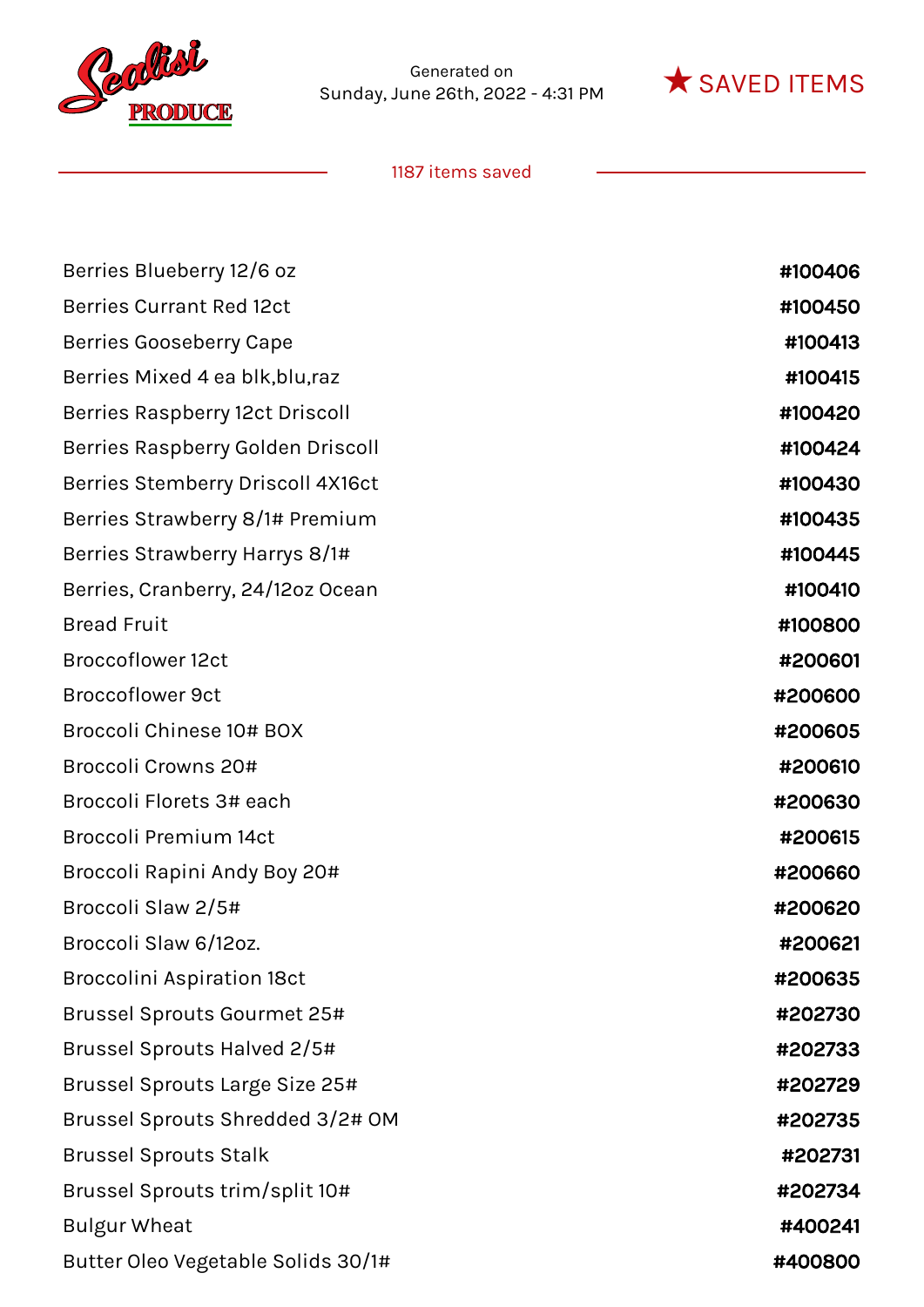Generated on
Sunday, June 26th, 2022 - 4:31 PM

★ SAVED ITEMS

1187 items saved

| Item | Code |
|---|---|
| Berries Blueberry 12/6 oz | #100406 |
| Berries Currant Red 12ct | #100450 |
| Berries Gooseberry Cape | #100413 |
| Berries Mixed 4 ea blk,blu,raz | #100415 |
| Berries Raspberry 12ct Driscoll | #100420 |
| Berries Raspberry Golden Driscoll | #100424 |
| Berries Stemberry Driscoll 4X16ct | #100430 |
| Berries Strawberry 8/1# Premium | #100435 |
| Berries Strawberry Harrys 8/1# | #100445 |
| Berries, Cranberry, 24/12oz Ocean | #100410 |
| Bread Fruit | #100800 |
| Broccoflower 12ct | #200601 |
| Broccoflower 9ct | #200600 |
| Broccoli Chinese 10# BOX | #200605 |
| Broccoli Crowns 20# | #200610 |
| Broccoli Florets 3# each | #200630 |
| Broccoli Premium 14ct | #200615 |
| Broccoli Rapini Andy Boy 20# | #200660 |
| Broccoli Slaw 2/5# | #200620 |
| Broccoli Slaw 6/12oz. | #200621 |
| Broccolini Aspiration 18ct | #200635 |
| Brussel Sprouts Gourmet 25# | #202730 |
| Brussel Sprouts Halved 2/5# | #202733 |
| Brussel Sprouts Large Size 25# | #202729 |
| Brussel Sprouts Shredded 3/2# OM | #202735 |
| Brussel Sprouts Stalk | #202731 |
| Brussel Sprouts trim/split 10# | #202734 |
| Bulgur Wheat | #400241 |
| Butter Oleo Vegetable Solids 30/1# | #400800 |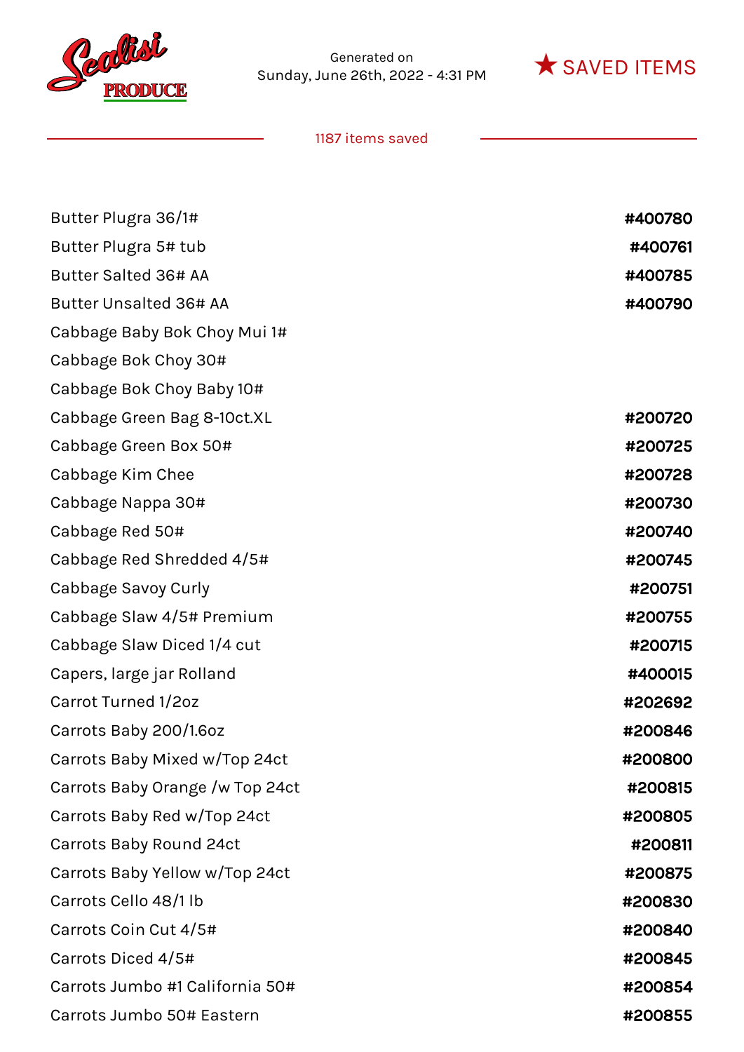Scalisi PRODUCE

Generated on
Sunday, June 26th, 2022 - 4:31 PM

★ SAVED ITEMS

1187 items saved

| Item | Code |
|---|---|
| Butter Plugra 36/1# | #400780 |
| Butter Plugra 5# tub | #400761 |
| Butter Salted 36# AA | #400785 |
| Butter Unsalted 36# AA | #400790 |
| Cabbage Baby Bok Choy Mui 1# | |
| Cabbage Bok Choy 30# | |
| Cabbage Bok Choy Baby 10# | |
| Cabbage Green Bag 8-10ct.XL | #200720 |
| Cabbage Green Box 50# | #200725 |
| Cabbage Kim Chee | #200728 |
| Cabbage Nappa 30# | #200730 |
| Cabbage Red 50# | #200740 |
| Cabbage Red Shredded 4/5# | #200745 |
| Cabbage Savoy Curly | #200751 |
| Cabbage Slaw 4/5# Premium | #200755 |
| Cabbage Slaw Diced 1/4 cut | #200715 |
| Capers, large jar Rolland | #400015 |
| Carrot Turned 1/2oz | #202692 |
| Carrots Baby 200/1.6oz | #200846 |
| Carrots Baby Mixed w/Top 24ct | #200800 |
| Carrots Baby Orange /w Top 24ct | #200815 |
| Carrots Baby Red w/Top 24ct | #200805 |
| Carrots Baby Round 24ct | #200811 |
| Carrots Baby Yellow w/Top 24ct | #200875 |
| Carrots Cello 48/1 lb | #200830 |
| Carrots Coin Cut 4/5# | #200840 |
| Carrots Diced 4/5# | #200845 |
| Carrots Jumbo #1 California 50# | #200854 |
| Carrots Jumbo 50# Eastern | #200855 |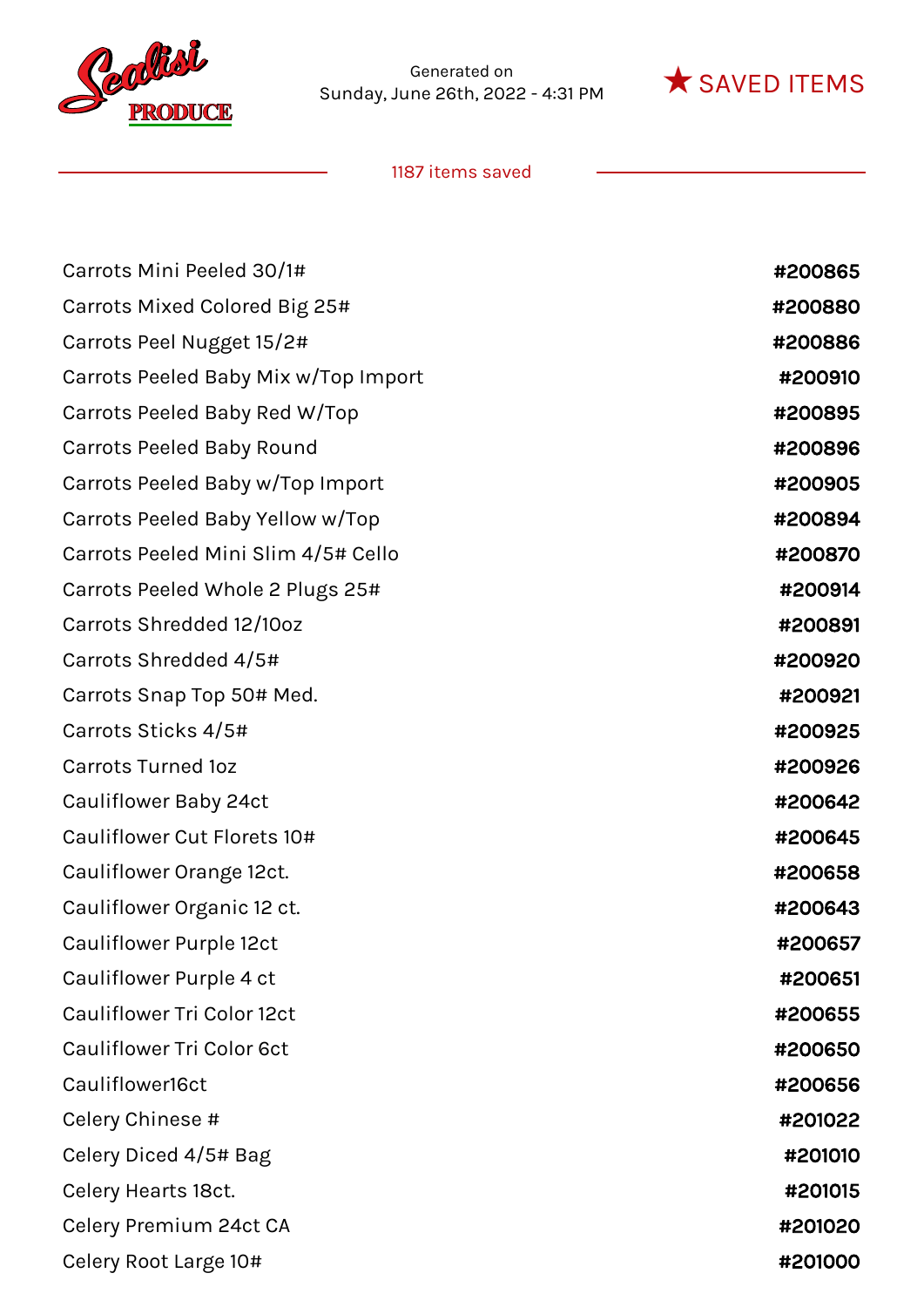Generated on
Sunday, June 26th, 2022 - 4:31 PM

★ SAVED ITEMS

1187 items saved

| | |
|---|---|
| Carrots Mini Peeled 30/1# | #200865 |
| Carrots Mixed Colored Big 25# | #200880 |
| Carrots Peel Nugget 15/2# | #200886 |
| Carrots Peeled Baby Mix w/Top Import | #200910 |
| Carrots Peeled Baby Red W/Top | #200895 |
| Carrots Peeled Baby Round | #200896 |
| Carrots Peeled Baby w/Top Import | #200905 |
| Carrots Peeled Baby Yellow w/Top | #200894 |
| Carrots Peeled Mini Slim 4/5# Cello | #200870 |
| Carrots Peeled Whole 2 Plugs 25# | #200914 |
| Carrots Shredded 12/10oz | #200891 |
| Carrots Shredded 4/5# | #200920 |
| Carrots Snap Top 50# Med. | #200921 |
| Carrots Sticks 4/5# | #200925 |
| Carrots Turned 1oz | #200926 |
| Cauliflower Baby 24ct | #200642 |
| Cauliflower Cut Florets 10# | #200645 |
| Cauliflower Orange 12ct. | #200658 |
| Cauliflower Organic 12 ct. | #200643 |
| Cauliflower Purple 12ct | #200657 |
| Cauliflower Purple 4 ct | #200651 |
| Cauliflower Tri Color 12ct | #200655 |
| Cauliflower Tri Color 6ct | #200650 |
| Cauliflower16ct | #200656 |
| Celery Chinese # | #201022 |
| Celery Diced 4/5# Bag | #201010 |
| Celery Hearts 18ct. | #201015 |
| Celery Premium 24ct CA | #201020 |
| Celery Root Large 10# | #201000 |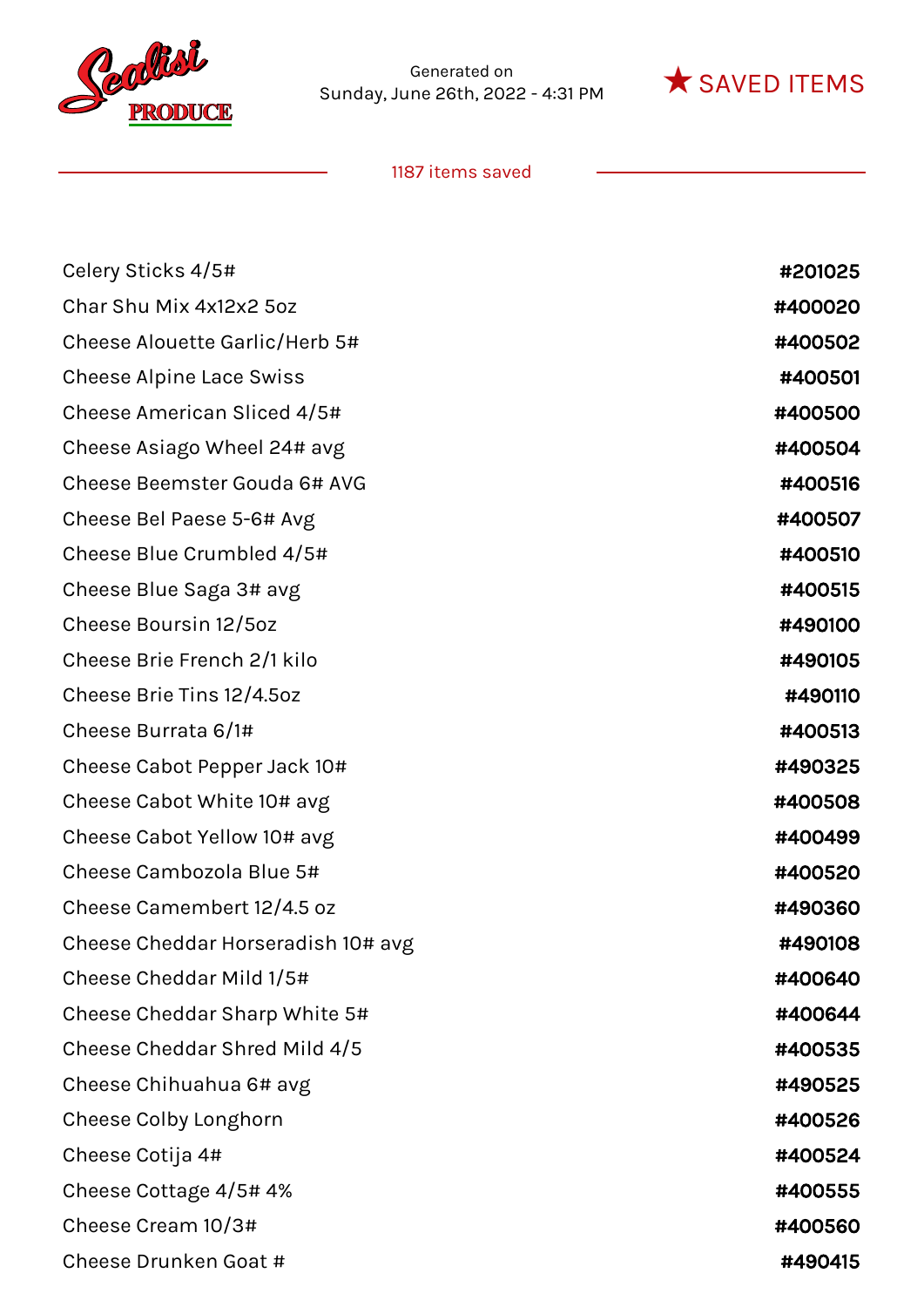Generated on
Sunday, June 26th, 2022 - 4:31 PM

★ SAVED ITEMS

1187 items saved

| Item | Code |
| --- | --- |
| Celery Sticks 4/5# | #201025 |
| Char Shu Mix 4x12x2 5oz | #400020 |
| Cheese Alouette Garlic/Herb 5# | #400502 |
| Cheese Alpine Lace Swiss | #400501 |
| Cheese American Sliced 4/5# | #400500 |
| Cheese Asiago Wheel 24# avg | #400504 |
| Cheese Beemster Gouda 6# AVG | #400516 |
| Cheese Bel Paese 5-6# Avg | #400507 |
| Cheese Blue Crumbled 4/5# | #400510 |
| Cheese Blue Saga 3# avg | #400515 |
| Cheese Boursin 12/5oz | #490100 |
| Cheese Brie French 2/1 kilo | #490105 |
| Cheese Brie Tins 12/4.5oz | #490110 |
| Cheese Burrata 6/1# | #400513 |
| Cheese Cabot Pepper Jack 10# | #490325 |
| Cheese Cabot White 10# avg | #400508 |
| Cheese Cabot Yellow 10# avg | #400499 |
| Cheese Cambozola Blue 5# | #400520 |
| Cheese Camembert 12/4.5 oz | #490360 |
| Cheese Cheddar Horseradish 10# avg | #490108 |
| Cheese Cheddar Mild 1/5# | #400640 |
| Cheese Cheddar Sharp White 5# | #400644 |
| Cheese Cheddar Shred Mild 4/5 | #400535 |
| Cheese Chihuahua 6# avg | #490525 |
| Cheese Colby Longhorn | #400526 |
| Cheese Cotija 4# | #400524 |
| Cheese Cottage 4/5# 4% | #400555 |
| Cheese Cream 10/3# | #400560 |
| Cheese Drunken Goat # | #490415 |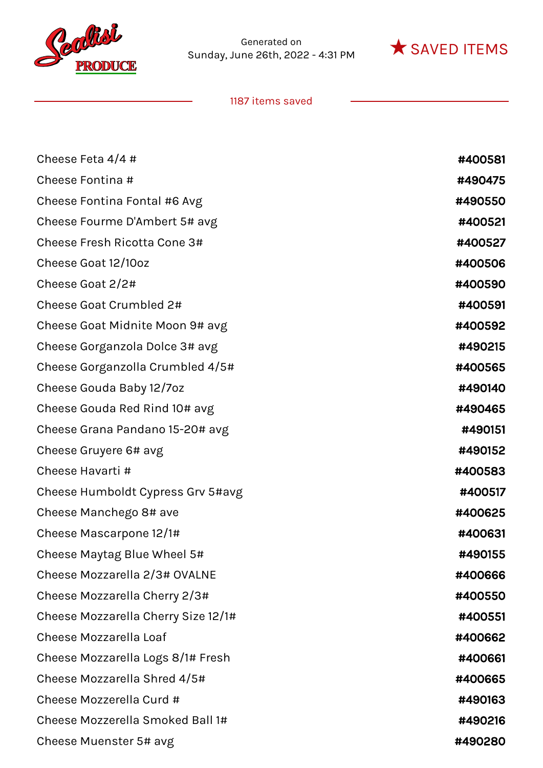Generated on
Sunday, June 26th, 2022 - 4:31 PM

★ SAVED ITEMS

1187 items saved

| Item | Number |
|---|---|
| Cheese Feta 4/4 # | #400581 |
| Cheese Fontina # | #490475 |
| Cheese Fontina Fontal #6 Avg | #490550 |
| Cheese Fourme D'Ambert 5# avg | #400521 |
| Cheese Fresh Ricotta Cone 3# | #400527 |
| Cheese Goat 12/10oz | #400506 |
| Cheese Goat 2/2# | #400590 |
| Cheese Goat Crumbled 2# | #400591 |
| Cheese Goat Midnite Moon 9# avg | #400592 |
| Cheese Gorganzola Dolce 3# avg | #490215 |
| Cheese Gorganzolla Crumbled 4/5# | #400565 |
| Cheese Gouda Baby 12/7oz | #490140 |
| Cheese Gouda Red Rind 10# avg | #490465 |
| Cheese Grana Pandano 15-20# avg | #490151 |
| Cheese Gruyere 6# avg | #490152 |
| Cheese Havarti # | #400583 |
| Cheese Humboldt Cypress Grv 5#avg | #400517 |
| Cheese Manchego 8# ave | #400625 |
| Cheese Mascarpone 12/1# | #400631 |
| Cheese Maytag Blue Wheel 5# | #490155 |
| Cheese Mozzarella 2/3# OVALNE | #400666 |
| Cheese Mozzarella Cherry 2/3# | #400550 |
| Cheese Mozzarella Cherry Size 12/1# | #400551 |
| Cheese Mozzarella Loaf | #400662 |
| Cheese Mozzarella Logs 8/1# Fresh | #400661 |
| Cheese Mozzarella Shred 4/5# | #400665 |
| Cheese Mozzerella Curd # | #490163 |
| Cheese Mozzerella Smoked Ball 1# | #490216 |
| Cheese Muenster 5# avg | #490280 |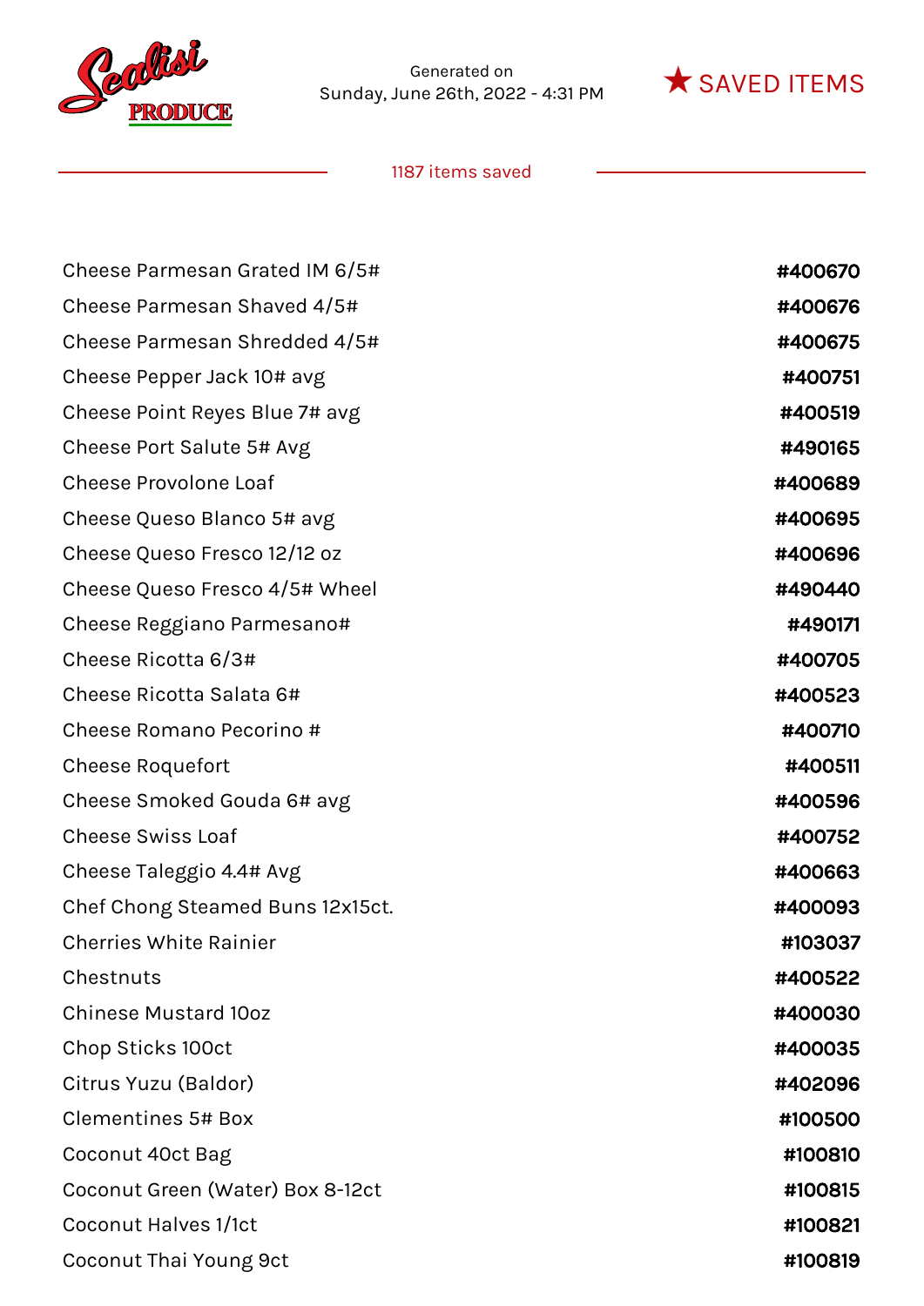| Item | Number |
| --- | --- |
| Cheese Parmesan Grated IM 6/5# | #400670 |
| Cheese Parmesan Shaved 4/5# | #400676 |
| Cheese Parmesan Shredded 4/5# | #400675 |
| Cheese Pepper Jack 10# avg | #400751 |
| Cheese Point Reyes Blue 7# avg | #400519 |
| Cheese Port Salute 5# Avg | #490165 |
| Cheese Provolone Loaf | #400689 |
| Cheese Queso Blanco 5# avg | #400695 |
| Cheese Queso Fresco 12/12 oz | #400696 |
| Cheese Queso Fresco 4/5# Wheel | #490440 |
| Cheese Reggiano Parmesano# | #490171 |
| Cheese Ricotta 6/3# | #400705 |
| Cheese Ricotta Salata 6# | #400523 |
| Cheese Romano Pecorino # | #400710 |
| Cheese Roquefort | #400511 |
| Cheese Smoked Gouda 6# avg | #400596 |
| Cheese Swiss Loaf | #400752 |
| Cheese Taleggio 4.4# Avg | #400663 |
| Chef Chong Steamed Buns 12x15ct. | #400093 |
| Cherries White Rainier | #103037 |
| Chestnuts | #400522 |
| Chinese Mustard 10oz | #400030 |
| Chop Sticks 100ct | #400035 |
| Citrus Yuzu (Baldor) | #402096 |
| Clementines 5# Box | #100500 |
| Coconut 40ct Bag | #100810 |
| Coconut Green (Water) Box 8-12ct | #100815 |
| Coconut Halves 1/1ct | #100821 |
| Coconut Thai Young 9ct | #100819 |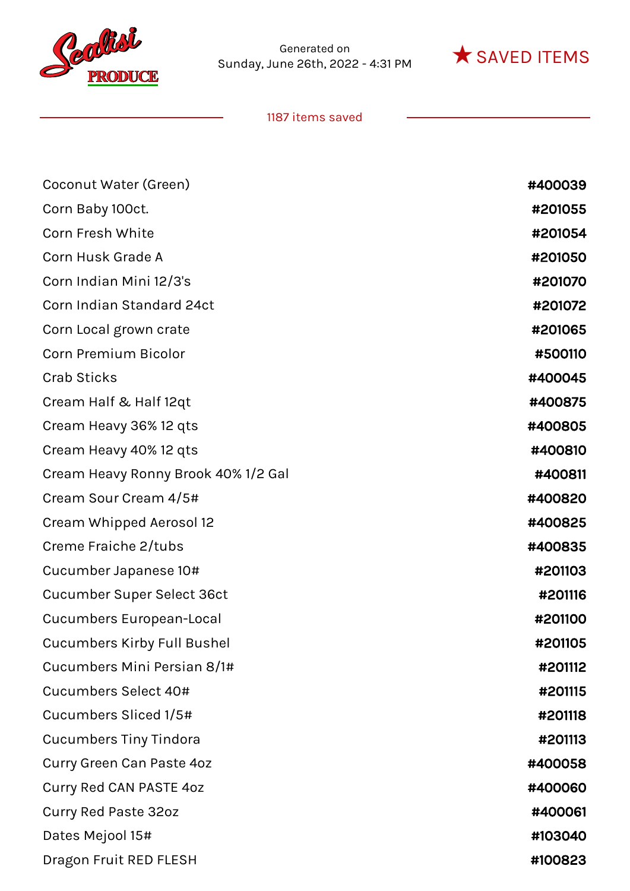Scalisi PRODUCE

Generated on
Sunday, June 26th, 2022 - 4:31 PM

★ SAVED ITEMS

1187 items saved

| Item | Code |
|---|---|
| Coconut Water (Green) | #400039 |
| Corn Baby 100ct. | #201055 |
| Corn Fresh White | #201054 |
| Corn Husk Grade A | #201050 |
| Corn Indian Mini 12/3's | #201070 |
| Corn Indian Standard 24ct | #201072 |
| Corn Local grown crate | #201065 |
| Corn Premium Bicolor | #500110 |
| Crab Sticks | #400045 |
| Cream Half & Half 12qt | #400875 |
| Cream Heavy 36% 12 qts | #400805 |
| Cream Heavy 40% 12 qts | #400810 |
| Cream Heavy Ronny Brook 40% 1/2 Gal | #400811 |
| Cream Sour Cream 4/5# | #400820 |
| Cream Whipped Aerosol 12 | #400825 |
| Creme Fraiche 2/tubs | #400835 |
| Cucumber Japanese 10# | #201103 |
| Cucumber Super Select 36ct | #201116 |
| Cucumbers European-Local | #201100 |
| Cucumbers Kirby Full Bushel | #201105 |
| Cucumbers Mini Persian 8/1# | #201112 |
| Cucumbers Select 40# | #201115 |
| Cucumbers Sliced 1/5# | #201118 |
| Cucumbers Tiny Tindora | #201113 |
| Curry Green Can Paste 4oz | #400058 |
| Curry Red CAN PASTE 4oz | #400060 |
| Curry Red Paste 32oz | #400061 |
| Dates Mejool 15# | #103040 |
| Dragon Fruit RED FLESH | #100823 |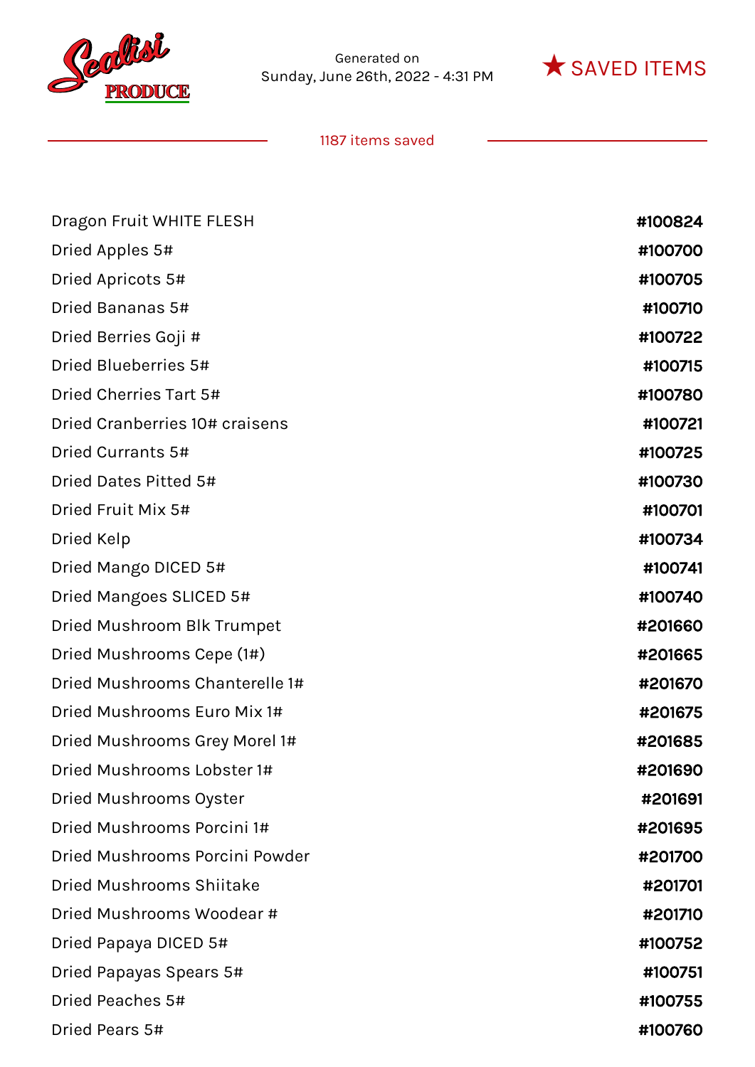Scalisi PRODUCE

Generated on
Sunday, June 26th, 2022 - 4:31 PM

★ SAVED ITEMS

1187 items saved

| Item | Number |
|---|---|
| Dragon Fruit WHITE FLESH | #100824 |
| Dried Apples 5# | #100700 |
| Dried Apricots 5# | #100705 |
| Dried Bananas 5# | #100710 |
| Dried Berries Goji # | #100722 |
| Dried Blueberries 5# | #100715 |
| Dried Cherries Tart 5# | #100780 |
| Dried Cranberries 10# craisens | #100721 |
| Dried Currants 5# | #100725 |
| Dried Dates Pitted 5# | #100730 |
| Dried Fruit Mix 5# | #100701 |
| Dried Kelp | #100734 |
| Dried Mango DICED 5# | #100741 |
| Dried Mangoes SLICED 5# | #100740 |
| Dried Mushroom Blk Trumpet | #201660 |
| Dried Mushrooms Cepe (1#) | #201665 |
| Dried Mushrooms Chanterelle 1# | #201670 |
| Dried Mushrooms Euro Mix 1# | #201675 |
| Dried Mushrooms Grey Morel 1# | #201685 |
| Dried Mushrooms Lobster 1# | #201690 |
| Dried Mushrooms Oyster | #201691 |
| Dried Mushrooms Porcini 1# | #201695 |
| Dried Mushrooms Porcini Powder | #201700 |
| Dried Mushrooms Shiitake | #201701 |
| Dried Mushrooms Woodear # | #201710 |
| Dried Papaya DICED 5# | #100752 |
| Dried Papayas Spears 5# | #100751 |
| Dried Peaches 5# | #100755 |
| Dried Pears 5# | #100760 |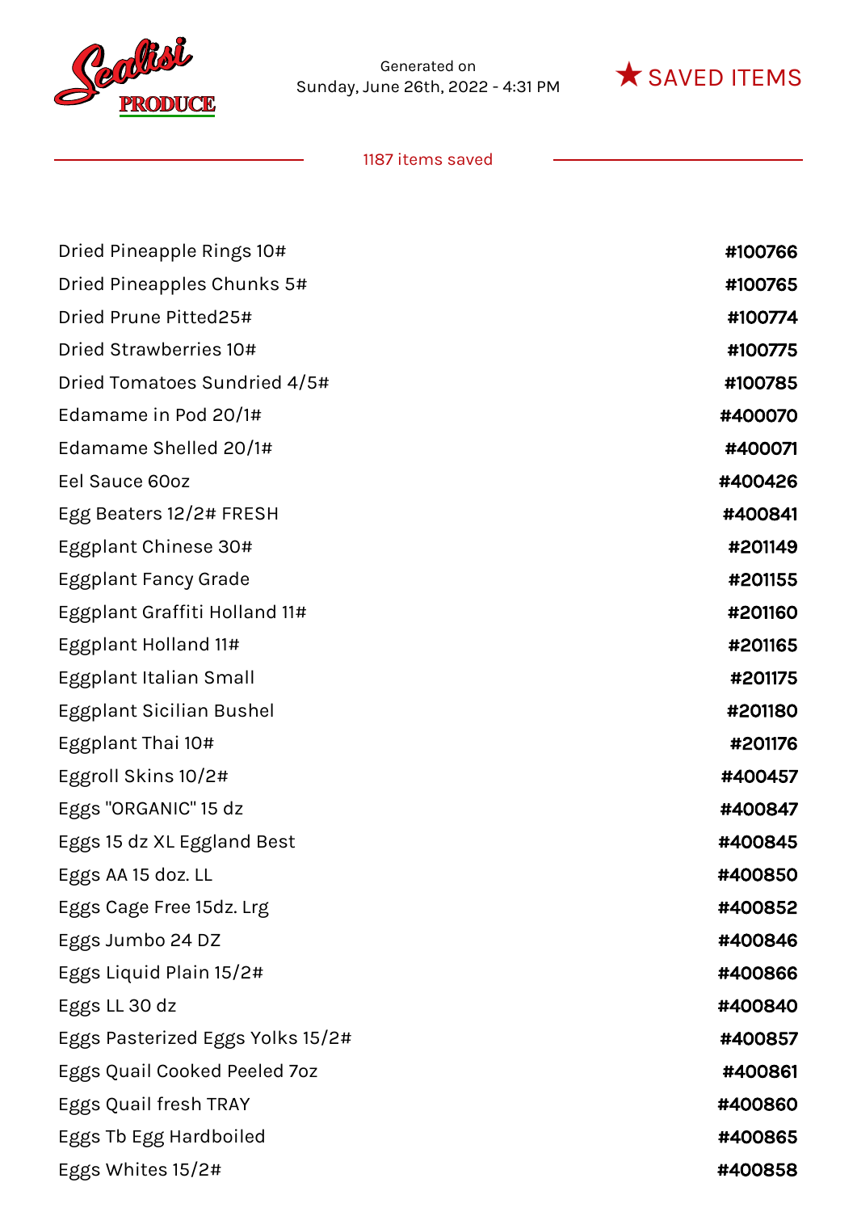Generated on
Sunday, June 26th, 2022 - 4:31 PM

★ SAVED ITEMS

1187 items saved

| | |
|---|---|
| Dried Pineapple Rings 10# | #100766 |
| Dried Pineapples Chunks 5# | #100765 |
| Dried Prune Pitted25# | #100774 |
| Dried Strawberries 10# | #100775 |
| Dried Tomatoes Sundried 4/5# | #100785 |
| Edamame in Pod 20/1# | #400070 |
| Edamame Shelled 20/1# | #400071 |
| Eel Sauce 60oz | #400426 |
| Egg Beaters 12/2# FRESH | #400841 |
| Eggplant Chinese 30# | #201149 |
| Eggplant Fancy Grade | #201155 |
| Eggplant Graffiti Holland 11# | #201160 |
| Eggplant Holland 11# | #201165 |
| Eggplant Italian Small | #201175 |
| Eggplant Sicilian Bushel | #201180 |
| Eggplant Thai 10# | #201176 |
| Eggroll Skins 10/2# | #400457 |
| Eggs "ORGANIC" 15 dz | #400847 |
| Eggs 15 dz XL Eggland Best | #400845 |
| Eggs AA 15 doz. LL | #400850 |
| Eggs Cage Free 15dz. Lrg | #400852 |
| Eggs Jumbo 24 DZ | #400846 |
| Eggs Liquid Plain 15/2# | #400866 |
| Eggs LL 30 dz | #400840 |
| Eggs Pasterized Eggs Yolks 15/2# | #400857 |
| Eggs Quail Cooked Peeled 7oz | #400861 |
| Eggs Quail fresh TRAY | #400860 |
| Eggs Tb Egg Hardboiled | #400865 |
| Eggs Whites 15/2# | #400858 |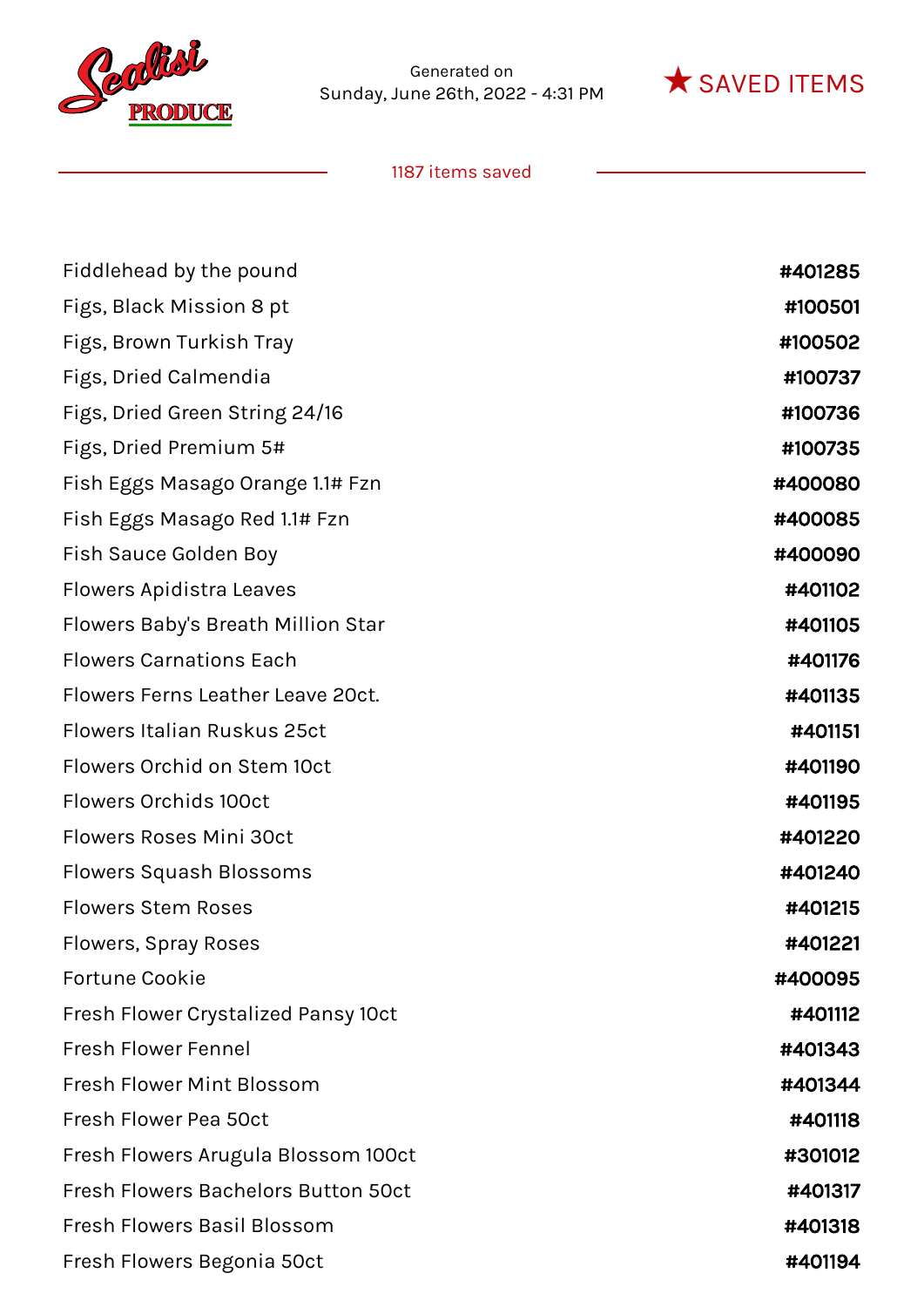Generated on
Sunday, June 26th, 2022 - 4:31 PM

★ SAVED ITEMS

1187 items saved

| | |
|---|---|
| Fiddlehead by the pound | #401285 |
| Figs, Black Mission 8 pt | #100501 |
| Figs, Brown Turkish Tray | #100502 |
| Figs, Dried Calmendia | #100737 |
| Figs, Dried Green String 24/16 | #100736 |
| Figs, Dried Premium 5# | #100735 |
| Fish Eggs Masago Orange 1.1# Fzn | #400080 |
| Fish Eggs Masago Red 1.1# Fzn | #400085 |
| Fish Sauce Golden Boy | #400090 |
| Flowers Apidistra Leaves | #401102 |
| Flowers Baby's Breath Million Star | #401105 |
| Flowers Carnations Each | #401176 |
| Flowers Ferns Leather Leave 20ct. | #401135 |
| Flowers Italian Ruskus 25ct | #401151 |
| Flowers Orchid on Stem 10ct | #401190 |
| Flowers Orchids 100ct | #401195 |
| Flowers Roses Mini 30ct | #401220 |
| Flowers Squash Blossoms | #401240 |
| Flowers Stem Roses | #401215 |
| Flowers, Spray Roses | #401221 |
| Fortune Cookie | #400095 |
| Fresh Flower Crystalized Pansy 10ct | #401112 |
| Fresh Flower Fennel | #401343 |
| Fresh Flower Mint Blossom | #401344 |
| Fresh Flower Pea 50ct | #401118 |
| Fresh Flowers Arugula Blossom 100ct | #301012 |
| Fresh Flowers Bachelors Button 50ct | #401317 |
| Fresh Flowers Basil Blossom | #401318 |
| Fresh Flowers Begonia 50ct | #401194 |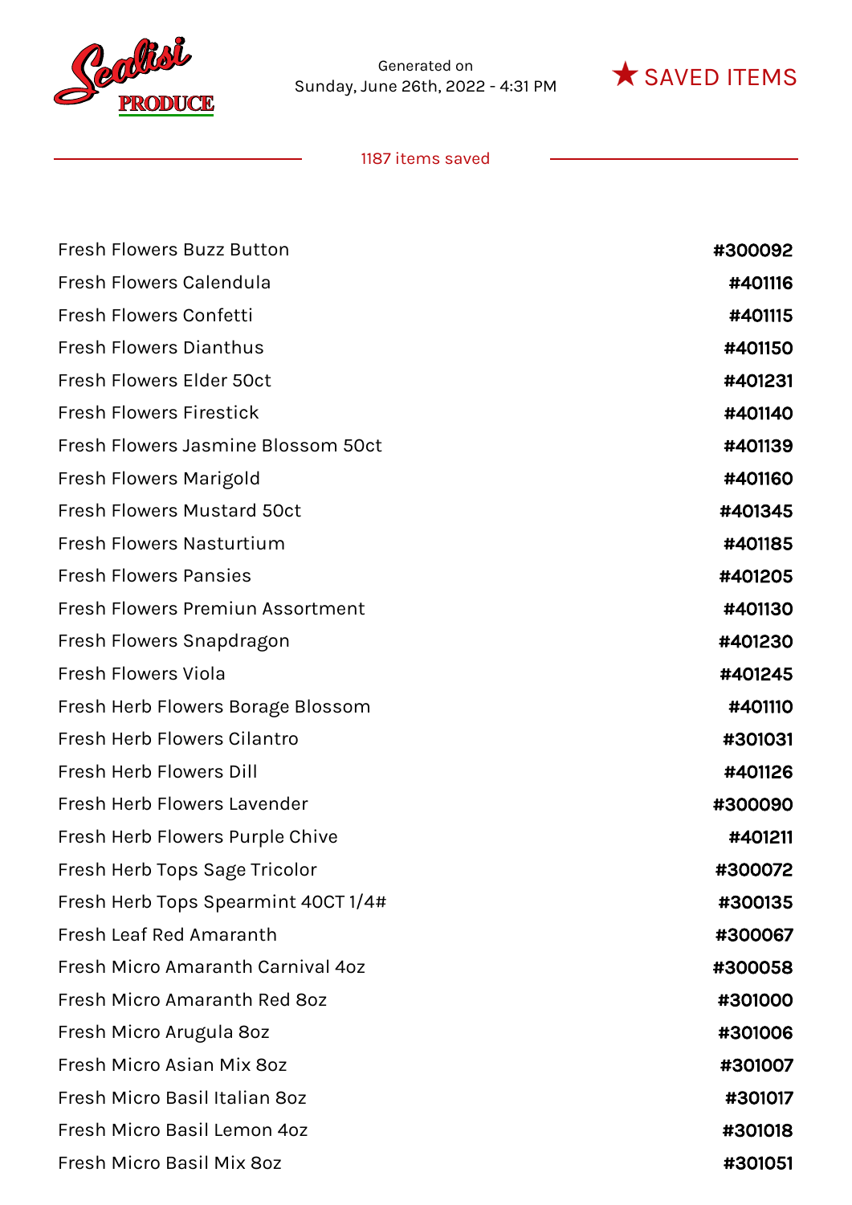Generated on
Sunday, June 26th, 2022 - 4:31 PM

★ SAVED ITEMS

1187 items saved

| Item | Code |
| --- | --- |
| Fresh Flowers Buzz Button | #300092 |
| Fresh Flowers Calendula | #401116 |
| Fresh Flowers Confetti | #401115 |
| Fresh Flowers Dianthus | #401150 |
| Fresh Flowers Elder 50ct | #401231 |
| Fresh Flowers Firestick | #401140 |
| Fresh Flowers Jasmine Blossom 50ct | #401139 |
| Fresh Flowers Marigold | #401160 |
| Fresh Flowers Mustard 50ct | #401345 |
| Fresh Flowers Nasturtium | #401185 |
| Fresh Flowers Pansies | #401205 |
| Fresh Flowers Premiun Assortment | #401130 |
| Fresh Flowers Snapdragon | #401230 |
| Fresh Flowers Viola | #401245 |
| Fresh Herb Flowers Borage Blossom | #401110 |
| Fresh Herb Flowers Cilantro | #301031 |
| Fresh Herb Flowers Dill | #401126 |
| Fresh Herb Flowers Lavender | #300090 |
| Fresh Herb Flowers Purple Chive | #401211 |
| Fresh Herb Tops Sage Tricolor | #300072 |
| Fresh Herb Tops Spearmint 40CT 1/4# | #300135 |
| Fresh Leaf Red Amaranth | #300067 |
| Fresh Micro Amaranth Carnival 4oz | #300058 |
| Fresh Micro Amaranth Red 8oz | #301000 |
| Fresh Micro Arugula 8oz | #301006 |
| Fresh Micro Asian Mix 8oz | #301007 |
| Fresh Micro Basil Italian 8oz | #301017 |
| Fresh Micro Basil Lemon 4oz | #301018 |
| Fresh Micro Basil Mix 8oz | #301051 |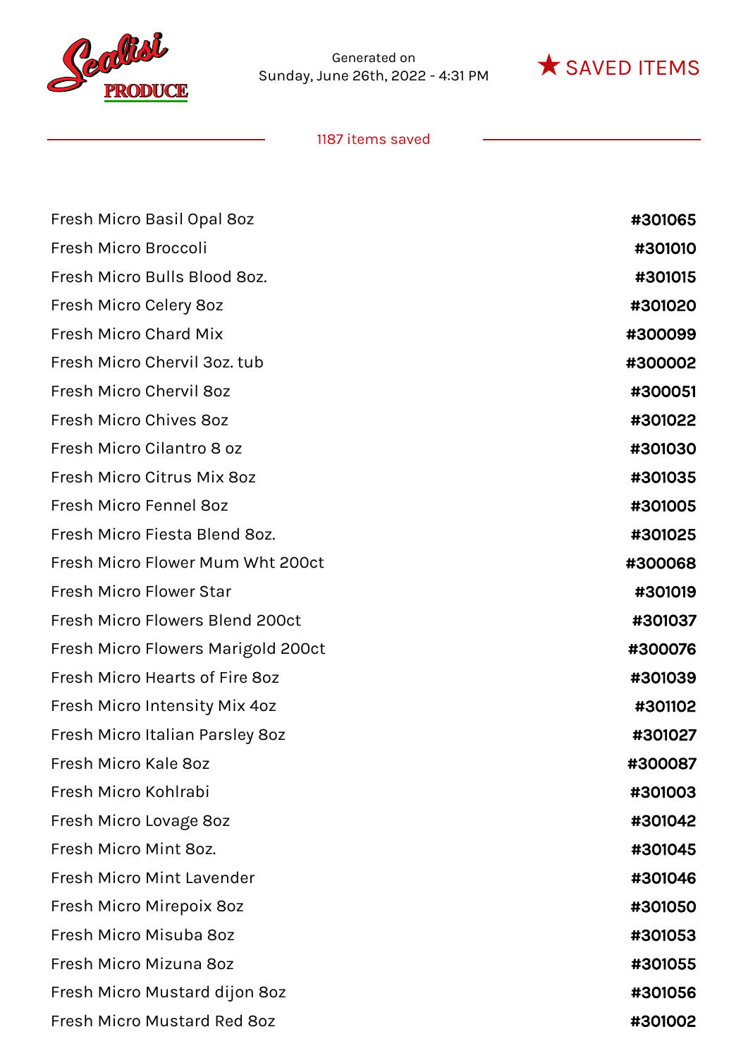Generated on
Sunday, June 26th, 2022 - 4:31 PM

★ SAVED ITEMS

1187 items saved

| Item | Number |
|---|---|
| Fresh Micro Basil Opal 8oz | #301065 |
| Fresh Micro Broccoli | #301010 |
| Fresh Micro Bulls Blood 8oz. | #301015 |
| Fresh Micro Celery 8oz | #301020 |
| Fresh Micro Chard Mix | #300099 |
| Fresh Micro Chervil 3oz. tub | #300002 |
| Fresh Micro Chervil 8oz | #300051 |
| Fresh Micro Chives 8oz | #301022 |
| Fresh Micro Cilantro 8 oz | #301030 |
| Fresh Micro Citrus Mix 8oz | #301035 |
| Fresh Micro Fennel 8oz | #301005 |
| Fresh Micro Fiesta Blend 8oz. | #301025 |
| Fresh Micro Flower Mum Wht 200ct | #300068 |
| Fresh Micro Flower Star | #301019 |
| Fresh Micro Flowers Blend 200ct | #301037 |
| Fresh Micro Flowers Marigold 200ct | #300076 |
| Fresh Micro Hearts of Fire 8oz | #301039 |
| Fresh Micro Intensity Mix 4oz | #301102 |
| Fresh Micro Italian Parsley 8oz | #301027 |
| Fresh Micro Kale 8oz | #300087 |
| Fresh Micro Kohlrabi | #301003 |
| Fresh Micro Lovage 8oz | #301042 |
| Fresh Micro Mint 8oz. | #301045 |
| Fresh Micro Mint Lavender | #301046 |
| Fresh Micro Mirepoix 8oz | #301050 |
| Fresh Micro Misuba 8oz | #301053 |
| Fresh Micro Mizuna 8oz | #301055 |
| Fresh Micro Mustard dijon 8oz | #301056 |
| Fresh Micro Mustard Red 8oz | #301002 |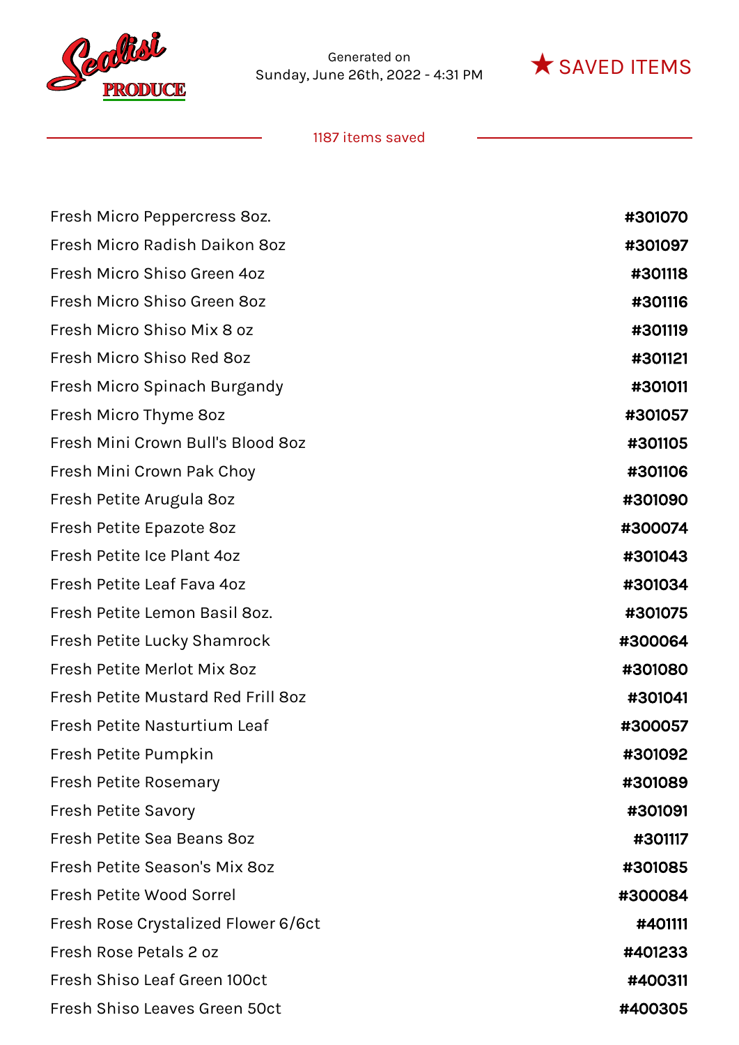Generated on
Sunday, June 26th, 2022 - 4:31 PM

★ SAVED ITEMS

1187 items saved

| | |
|---|---|
| Fresh Micro Peppercress 8oz. | #301070 |
| Fresh Micro Radish Daikon 8oz | #301097 |
| Fresh Micro Shiso Green 4oz | #301118 |
| Fresh Micro Shiso Green 8oz | #301116 |
| Fresh Micro Shiso Mix 8 oz | #301119 |
| Fresh Micro Shiso Red 8oz | #301121 |
| Fresh Micro Spinach Burgandy | #301011 |
| Fresh Micro Thyme 8oz | #301057 |
| Fresh Mini Crown Bull's Blood 8oz | #301105 |
| Fresh Mini Crown Pak Choy | #301106 |
| Fresh Petite Arugula 8oz | #301090 |
| Fresh Petite Epazote 8oz | #300074 |
| Fresh Petite Ice Plant 4oz | #301043 |
| Fresh Petite Leaf Fava 4oz | #301034 |
| Fresh Petite Lemon Basil 8oz. | #301075 |
| Fresh Petite Lucky Shamrock | #300064 |
| Fresh Petite Merlot Mix 8oz | #301080 |
| Fresh Petite Mustard Red Frill 8oz | #301041 |
| Fresh Petite Nasturtium Leaf | #300057 |
| Fresh Petite Pumpkin | #301092 |
| Fresh Petite Rosemary | #301089 |
| Fresh Petite Savory | #301091 |
| Fresh Petite Sea Beans 8oz | #301117 |
| Fresh Petite Season's Mix 8oz | #301085 |
| Fresh Petite Wood Sorrel | #300084 |
| Fresh Rose Crystalized Flower 6/6ct | #401111 |
| Fresh Rose Petals 2 oz | #401233 |
| Fresh Shiso Leaf Green 100ct | #400311 |
| Fresh Shiso Leaves Green 50ct | #400305 |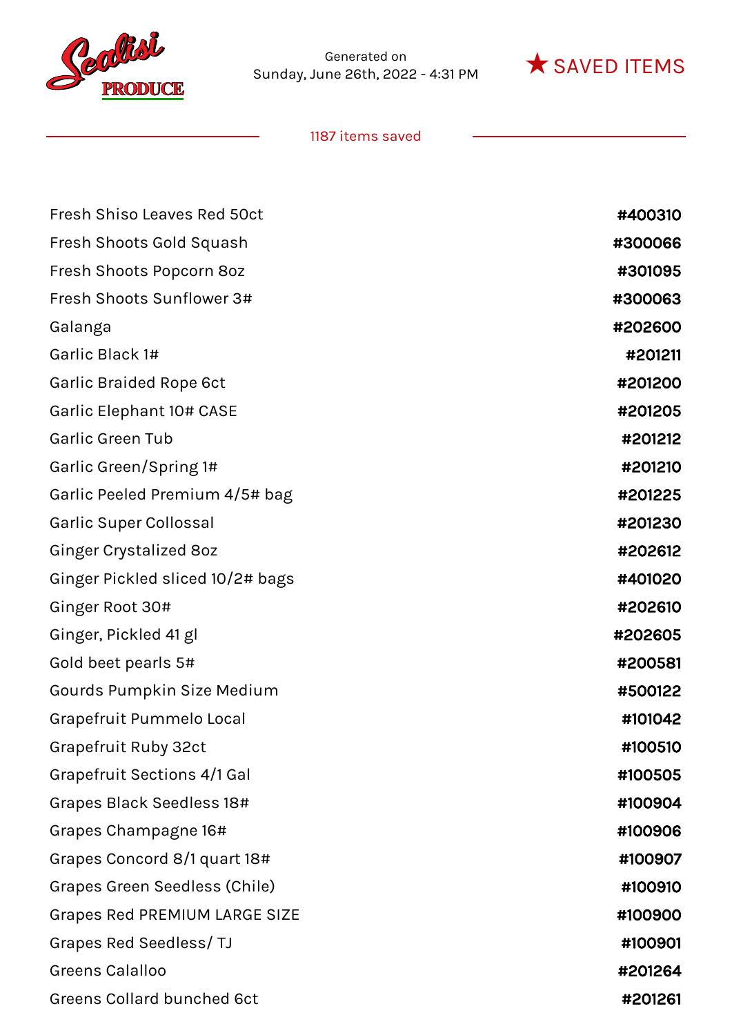Scalisi PRODUCE

Generated on
Sunday, June 26th, 2022 - 4:31 PM

★ SAVED ITEMS

1187 items saved

| | |
|---|---|
| Fresh Shiso Leaves Red 50ct | #400310 |
| Fresh Shoots Gold Squash | #300066 |
| Fresh Shoots Popcorn 8oz | #301095 |
| Fresh Shoots Sunflower 3# | #300063 |
| Galanga | #202600 |
| Garlic Black 1# | #201211 |
| Garlic Braided Rope 6ct | #201200 |
| Garlic Elephant 10# CASE | #201205 |
| Garlic Green Tub | #201212 |
| Garlic Green/Spring 1# | #201210 |
| Garlic Peeled Premium 4/5# bag | #201225 |
| Garlic Super Collossal | #201230 |
| Ginger Crystalized 8oz | #202612 |
| Ginger Pickled sliced 10/2# bags | #401020 |
| Ginger Root 30# | #202610 |
| Ginger, Pickled 41 gl | #202605 |
| Gold beet pearls 5# | #200581 |
| Gourds Pumpkin Size Medium | #500122 |
| Grapefruit Pummelo Local | #101042 |
| Grapefruit Ruby 32ct | #100510 |
| Grapefruit Sections 4/1 Gal | #100505 |
| Grapes Black Seedless 18# | #100904 |
| Grapes Champagne 16# | #100906 |
| Grapes Concord 8/1 quart 18# | #100907 |
| Grapes Green Seedless (Chile) | #100910 |
| Grapes Red PREMIUM LARGE SIZE | #100900 |
| Grapes Red Seedless/ TJ | #100901 |
| Greens Calalloo | #201264 |
| Greens Collard bunched 6ct | #201261 |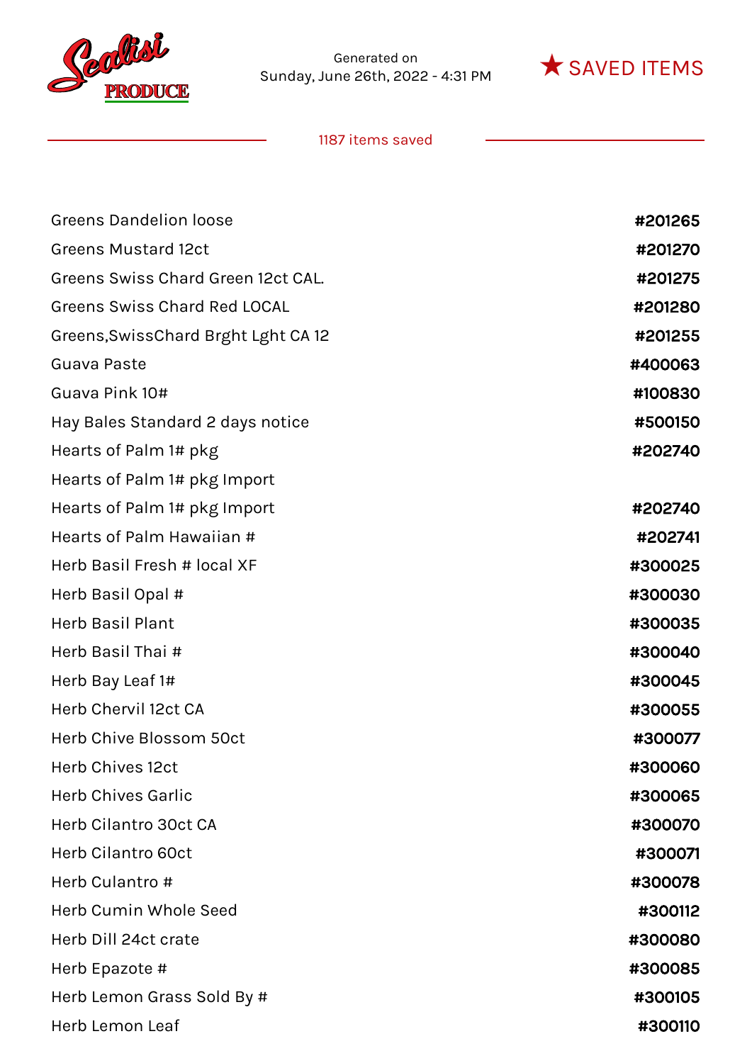Generated on
Sunday, June 26th, 2022 - 4:31 PM

★ SAVED ITEMS

1187 items saved

| Item | Code |
| --- | --- |
| Greens Dandelion loose | #201265 |
| Greens Mustard 12ct | #201270 |
| Greens Swiss Chard Green 12ct CAL. | #201275 |
| Greens Swiss Chard Red LOCAL | #201280 |
| Greens,SwissChard Brght Lght CA 12 | #201255 |
| Guava Paste | #400063 |
| Guava Pink 10# | #100830 |
| Hay Bales Standard 2 days notice | #500150 |
| Hearts of Palm 1# pkg | #202740 |
| Hearts of Palm 1# pkg Import | |
| Hearts of Palm 1# pkg Import | #202740 |
| Hearts of Palm Hawaiian # | #202741 |
| Herb Basil Fresh # local XF | #300025 |
| Herb Basil Opal # | #300030 |
| Herb Basil Plant | #300035 |
| Herb Basil Thai # | #300040 |
| Herb Bay Leaf 1# | #300045 |
| Herb Chervil 12ct CA | #300055 |
| Herb Chive Blossom 50ct | #300077 |
| Herb Chives 12ct | #300060 |
| Herb Chives Garlic | #300065 |
| Herb Cilantro 30ct CA | #300070 |
| Herb Cilantro 60ct | #300071 |
| Herb Culantro # | #300078 |
| Herb Cumin Whole Seed | #300112 |
| Herb Dill 24ct crate | #300080 |
| Herb Epazote # | #300085 |
| Herb Lemon Grass Sold By # | #300105 |
| Herb Lemon Leaf | #300110 |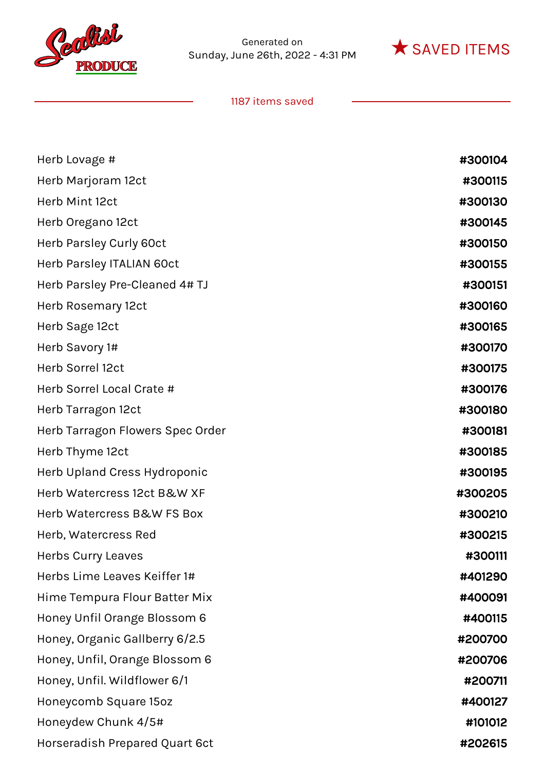| Item | Number |
| --- | --- |
| Herb Lovage # | #300104 |
| Herb Marjoram 12ct | #300115 |
| Herb Mint 12ct | #300130 |
| Herb Oregano 12ct | #300145 |
| Herb Parsley Curly 60ct | #300150 |
| Herb Parsley ITALIAN 60ct | #300155 |
| Herb Parsley Pre-Cleaned 4# TJ | #300151 |
| Herb Rosemary 12ct | #300160 |
| Herb Sage 12ct | #300165 |
| Herb Savory 1# | #300170 |
| Herb Sorrel 12ct | #300175 |
| Herb Sorrel Local Crate # | #300176 |
| Herb Tarragon 12ct | #300180 |
| Herb Tarragon Flowers Spec Order | #300181 |
| Herb Thyme 12ct | #300185 |
| Herb Upland Cress Hydroponic | #300195 |
| Herb Watercress 12ct B&W XF | #300205 |
| Herb Watercress B&W FS Box | #300210 |
| Herb, Watercress Red | #300215 |
| Herbs Curry Leaves | #300111 |
| Herbs Lime Leaves Keiffer 1# | #401290 |
| Hime Tempura Flour Batter Mix | #400091 |
| Honey Unfil Orange Blossom 6 | #400115 |
| Honey, Organic Gallberry 6/2.5 | #200700 |
| Honey, Unfil, Orange Blossom 6 | #200706 |
| Honey, Unfil. Wildflower 6/1 | #200711 |
| Honeycomb Square 15oz | #400127 |
| Honeydew Chunk 4/5# | #101012 |
| Horseradish Prepared Quart 6ct | #202615 |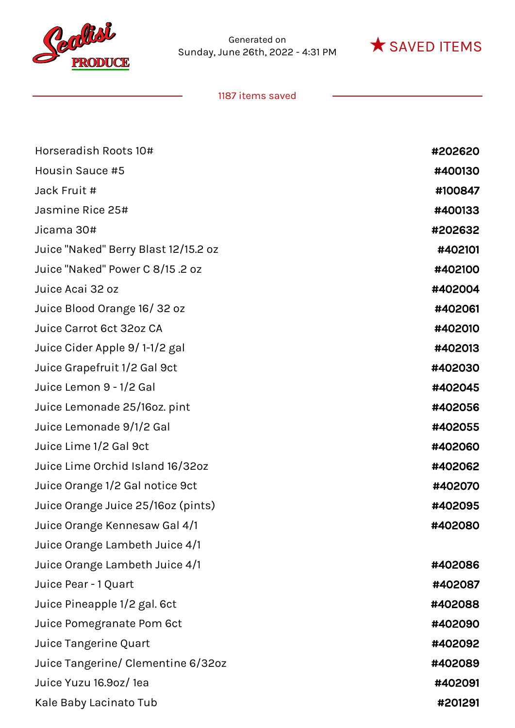Scalisi PRODUCE

Generated on
Sunday, June 26th, 2022 - 4:31 PM

★ SAVED ITEMS

1187 items saved

| Item | Number |
|---|---|
| Horseradish Roots 10# | #202620 |
| Housin Sauce #5 | #400130 |
| Jack Fruit # | #100847 |
| Jasmine Rice 25# | #400133 |
| Jicama 30# | #202632 |
| Juice "Naked" Berry Blast 12/15.2 oz | #402101 |
| Juice "Naked" Power C 8/15 .2 oz | #402100 |
| Juice Acai 32 oz | #402004 |
| Juice Blood Orange 16/ 32 oz | #402061 |
| Juice Carrot 6ct 32oz CA | #402010 |
| Juice Cider Apple 9/ 1-1/2 gal | #402013 |
| Juice Grapefruit 1/2 Gal 9ct | #402030 |
| Juice Lemon 9 - 1/2 Gal | #402045 |
| Juice Lemonade 25/16oz. pint | #402056 |
| Juice Lemonade 9/1/2 Gal | #402055 |
| Juice Lime 1/2 Gal 9ct | #402060 |
| Juice Lime Orchid Island 16/32oz | #402062 |
| Juice Orange 1/2 Gal notice 9ct | #402070 |
| Juice Orange Juice 25/16oz (pints) | #402095 |
| Juice Orange Kennesaw Gal 4/1 | #402080 |
| Juice Orange Lambeth Juice 4/1 | |
| Juice Orange Lambeth Juice 4/1 | #402086 |
| Juice Pear - 1 Quart | #402087 |
| Juice Pineapple 1/2 gal. 6ct | #402088 |
| Juice Pomegranate Pom 6ct | #402090 |
| Juice Tangerine Quart | #402092 |
| Juice Tangerine/ Clementine 6/32oz | #402089 |
| Juice Yuzu 16.9oz/ 1ea | #402091 |
| Kale Baby Lacinato Tub | #201291 |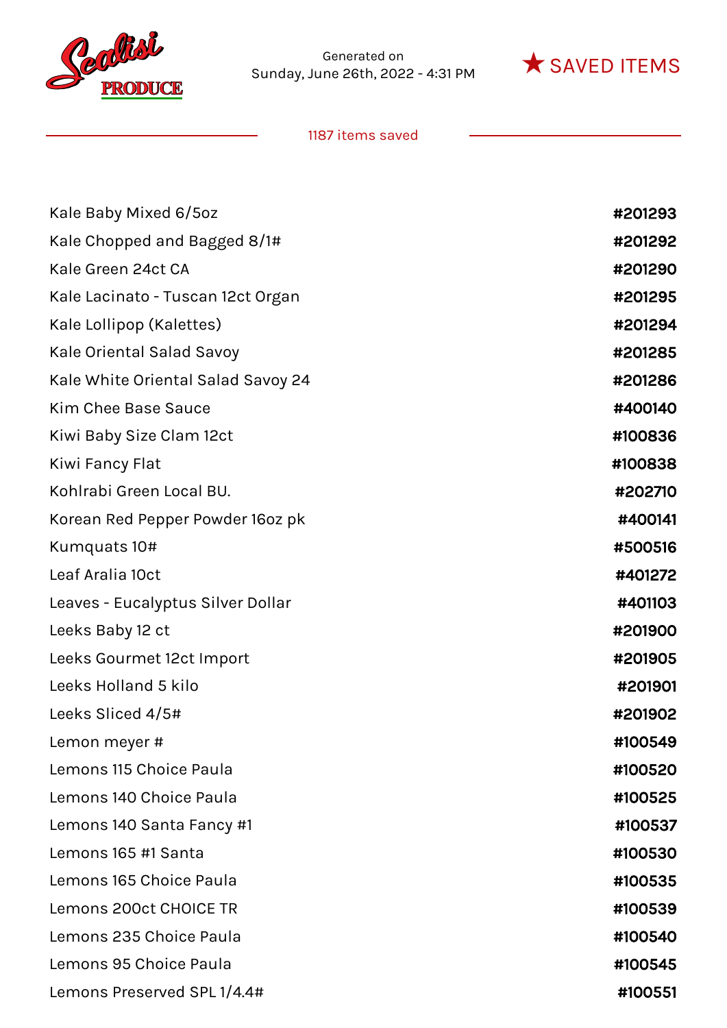Generated on
Sunday, June 26th, 2022 - 4:31 PM

★ SAVED ITEMS

1187 items saved

| Item | Number |
| --- | --- |
| Kale Baby Mixed 6/5oz | #201293 |
| Kale Chopped and Bagged 8/1# | #201292 |
| Kale Green 24ct CA | #201290 |
| Kale Lacinato - Tuscan 12ct Organ | #201295 |
| Kale Lollipop (Kalettes) | #201294 |
| Kale Oriental Salad Savoy | #201285 |
| Kale White Oriental Salad Savoy 24 | #201286 |
| Kim Chee Base Sauce | #400140 |
| Kiwi Baby Size Clam 12ct | #100836 |
| Kiwi Fancy Flat | #100838 |
| Kohlrabi Green Local BU. | #202710 |
| Korean Red Pepper Powder 16oz pk | #400141 |
| Kumquats 10# | #500516 |
| Leaf Aralia 10ct | #401272 |
| Leaves - Eucalyptus Silver Dollar | #401103 |
| Leeks Baby 12 ct | #201900 |
| Leeks Gourmet 12ct Import | #201905 |
| Leeks Holland 5 kilo | #201901 |
| Leeks Sliced 4/5# | #201902 |
| Lemon meyer # | #100549 |
| Lemons 115 Choice Paula | #100520 |
| Lemons 140 Choice Paula | #100525 |
| Lemons 140 Santa Fancy #1 | #100537 |
| Lemons 165 #1 Santa | #100530 |
| Lemons 165 Choice Paula | #100535 |
| Lemons 200ct CHOICE TR | #100539 |
| Lemons 235 Choice Paula | #100540 |
| Lemons 95 Choice Paula | #100545 |
| Lemons Preserved SPL 1/4.4# | #100551 |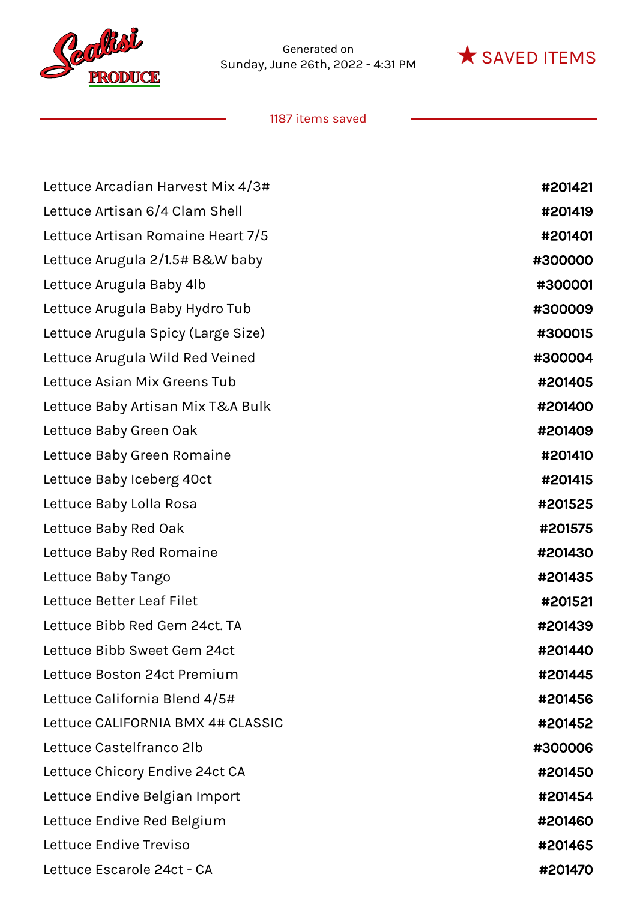Generated on
Sunday, June 26th, 2022 - 4:31 PM

★ SAVED ITEMS

1187 items saved

| | |
|---|---|
| Lettuce Arcadian Harvest Mix 4/3# | **#201421** |
| Lettuce Artisan 6/4 Clam Shell | **#201419** |
| Lettuce Artisan Romaine Heart 7/5 | **#201401** |
| Lettuce Arugula 2/1.5# B&W baby | **#300000** |
| Lettuce Arugula Baby 4lb | **#300001** |
| Lettuce Arugula Baby Hydro Tub | **#300009** |
| Lettuce Arugula Spicy (Large Size) | **#300015** |
| Lettuce Arugula Wild Red Veined | **#300004** |
| Lettuce Asian Mix Greens Tub | **#201405** |
| Lettuce Baby Artisan Mix T&A Bulk | **#201400** |
| Lettuce Baby Green Oak | **#201409** |
| Lettuce Baby Green Romaine | **#201410** |
| Lettuce Baby Iceberg 40ct | **#201415** |
| Lettuce Baby Lolla Rosa | **#201525** |
| Lettuce Baby Red Oak | **#201575** |
| Lettuce Baby Red Romaine | **#201430** |
| Lettuce Baby Tango | **#201435** |
| Lettuce Better Leaf Filet | **#201521** |
| Lettuce Bibb Red Gem 24ct. TA | **#201439** |
| Lettuce Bibb Sweet Gem 24ct | **#201440** |
| Lettuce Boston 24ct Premium | **#201445** |
| Lettuce California Blend 4/5# | **#201456** |
| Lettuce CALIFORNIA BMX 4# CLASSIC | **#201452** |
| Lettuce Castelfranco 2lb | **#300006** |
| Lettuce Chicory Endive 24ct CA | **#201450** |
| Lettuce Endive Belgian Import | **#201454** |
| Lettuce Endive Red Belgium | **#201460** |
| Lettuce Endive Treviso | **#201465** |
| Lettuce Escarole 24ct - CA | **#201470** |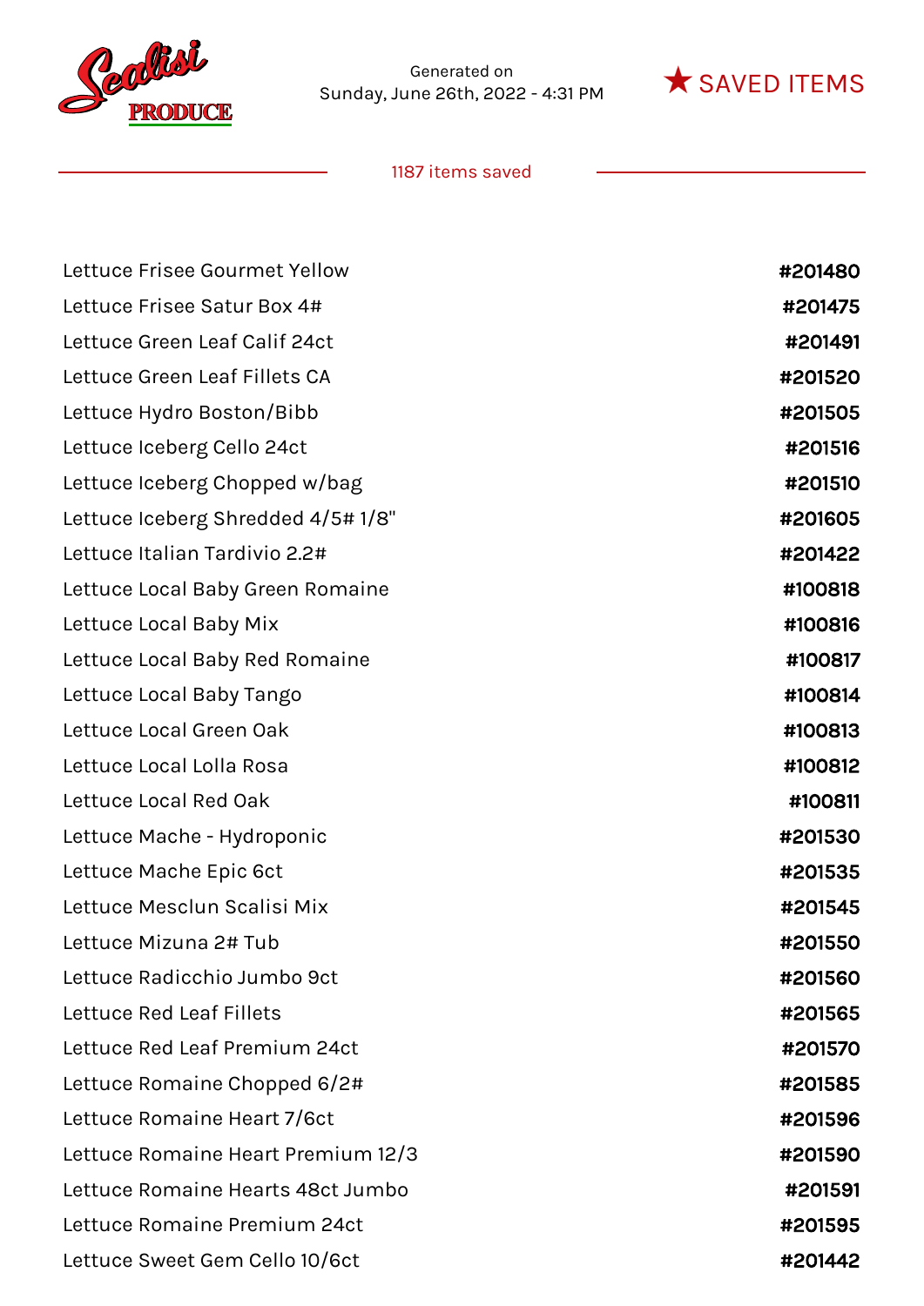Generated on
Sunday, June 26th, 2022 - 4:31 PM

★ SAVED ITEMS

1187 items saved

| Item | Code |
|---|---|
| Lettuce Frisee Gourmet Yellow | #201480 |
| Lettuce Frisee Satur Box 4# | #201475 |
| Lettuce Green Leaf Calif 24ct | #201491 |
| Lettuce Green Leaf Fillets CA | #201520 |
| Lettuce Hydro Boston/Bibb | #201505 |
| Lettuce Iceberg Cello 24ct | #201516 |
| Lettuce Iceberg Chopped w/bag | #201510 |
| Lettuce Iceberg Shredded 4/5# 1/8" | #201605 |
| Lettuce Italian Tardivio 2.2# | #201422 |
| Lettuce Local Baby Green Romaine | #100818 |
| Lettuce Local Baby Mix | #100816 |
| Lettuce Local Baby Red Romaine | #100817 |
| Lettuce Local Baby Tango | #100814 |
| Lettuce Local Green Oak | #100813 |
| Lettuce Local Lolla Rosa | #100812 |
| Lettuce Local Red Oak | #100811 |
| Lettuce Mache - Hydroponic | #201530 |
| Lettuce Mache Epic 6ct | #201535 |
| Lettuce Mesclun Scalisi Mix | #201545 |
| Lettuce Mizuna 2# Tub | #201550 |
| Lettuce Radicchio Jumbo 9ct | #201560 |
| Lettuce Red Leaf Fillets | #201565 |
| Lettuce Red Leaf Premium 24ct | #201570 |
| Lettuce Romaine Chopped 6/2# | #201585 |
| Lettuce Romaine Heart 7/6ct | #201596 |
| Lettuce Romaine Heart Premium 12/3 | #201590 |
| Lettuce Romaine Hearts 48ct Jumbo | #201591 |
| Lettuce Romaine Premium 24ct | #201595 |
| Lettuce Sweet Gem Cello 10/6ct | #201442 |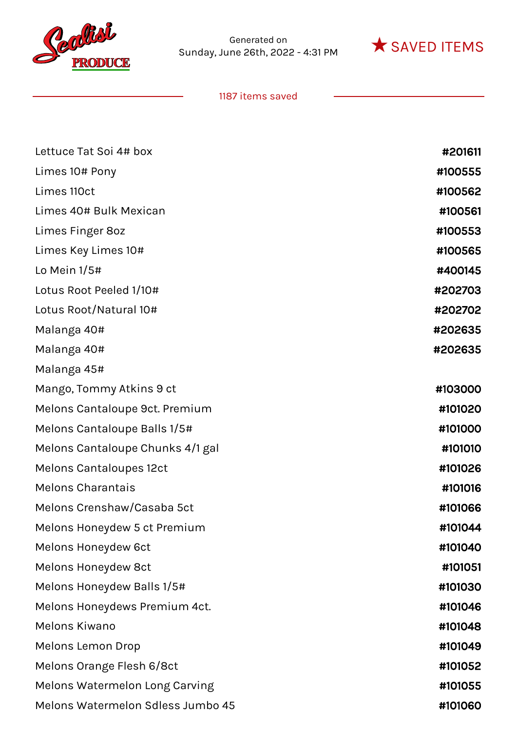Generated on
Sunday, June 26th, 2022 - 4:31 PM

★ SAVED ITEMS

1187 items saved

| Item | Code |
|---|---|
| Lettuce Tat Soi 4# box | #201611 |
| Limes 10# Pony | #100555 |
| Limes 110ct | #100562 |
| Limes 40# Bulk Mexican | #100561 |
| Limes Finger 8oz | #100553 |
| Limes Key Limes 10# | #100565 |
| Lo Mein 1/5# | #400145 |
| Lotus Root Peeled 1/10# | #202703 |
| Lotus Root/Natural 10# | #202702 |
| Malanga 40# | #202635 |
| Malanga 40# | #202635 |
| Malanga 45# | |
| Mango, Tommy Atkins 9 ct | #103000 |
| Melons Cantaloupe 9ct. Premium | #101020 |
| Melons Cantaloupe Balls 1/5# | #101000 |
| Melons Cantaloupe Chunks 4/1 gal | #101010 |
| Melons Cantaloupes 12ct | #101026 |
| Melons Charantais | #101016 |
| Melons Crenshaw/Casaba 5ct | #101066 |
| Melons Honeydew 5 ct Premium | #101044 |
| Melons Honeydew 6ct | #101040 |
| Melons Honeydew 8ct | #101051 |
| Melons Honeydew Balls 1/5# | #101030 |
| Melons Honeydews Premium 4ct. | #101046 |
| Melons Kiwano | #101048 |
| Melons Lemon Drop | #101049 |
| Melons Orange Flesh 6/8ct | #101052 |
| Melons Watermelon Long Carving | #101055 |
| Melons Watermelon Sdless Jumbo 45 | #101060 |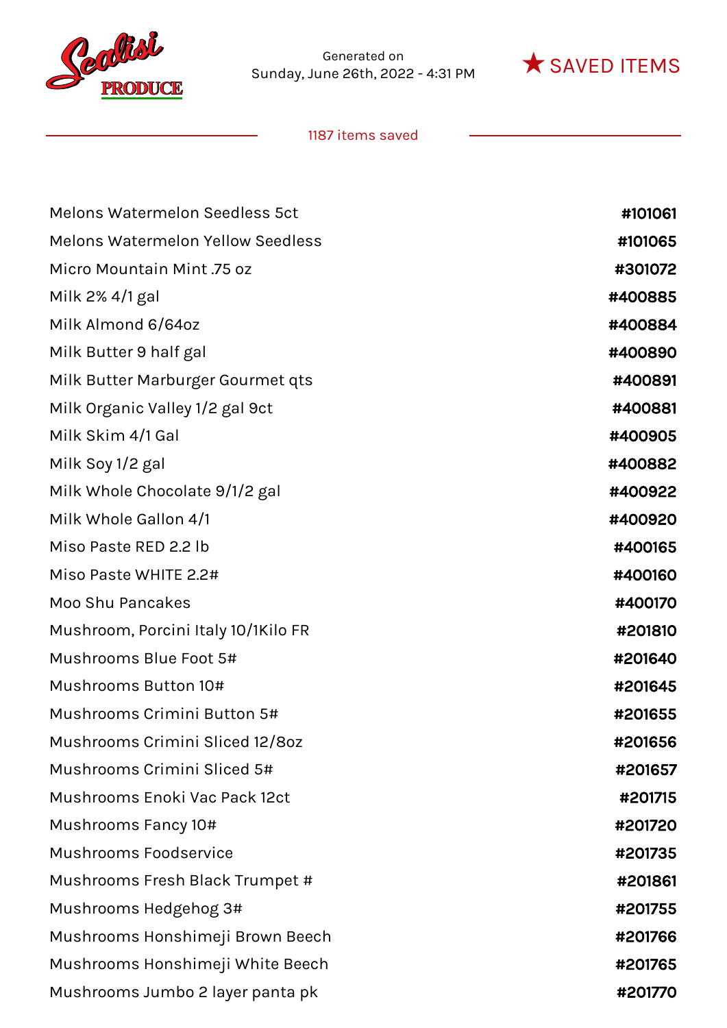Scalisi PRODUCE

Generated on
Sunday, June 26th, 2022 - 4:31 PM

★ SAVED ITEMS

1187 items saved

| | |
|---|---|
| Melons Watermelon Seedless 5ct | **#101061** |
| Melons Watermelon Yellow Seedless | **#101065** |
| Micro Mountain Mint .75 oz | **#301072** |
| Milk 2% 4/1 gal | **#400885** |
| Milk Almond 6/64oz | **#400884** |
| Milk Butter 9 half gal | **#400890** |
| Milk Butter Marburger Gourmet qts | **#400891** |
| Milk Organic Valley 1/2 gal 9ct | **#400881** |
| Milk Skim 4/1 Gal | **#400905** |
| Milk Soy 1/2 gal | **#400882** |
| Milk Whole Chocolate 9/1/2 gal | **#400922** |
| Milk Whole Gallon 4/1 | **#400920** |
| Miso Paste RED 2.2 lb | **#400165** |
| Miso Paste WHITE 2.2# | **#400160** |
| Moo Shu Pancakes | **#400170** |
| Mushroom, Porcini Italy 10/1Kilo FR | **#201810** |
| Mushrooms Blue Foot 5# | **#201640** |
| Mushrooms Button 10# | **#201645** |
| Mushrooms Crimini Button 5# | **#201655** |
| Mushrooms Crimini Sliced 12/8oz | **#201656** |
| Mushrooms Crimini Sliced 5# | **#201657** |
| Mushrooms Enoki Vac Pack 12ct | **#201715** |
| Mushrooms Fancy 10# | **#201720** |
| Mushrooms Foodservice | **#201735** |
| Mushrooms Fresh Black Trumpet # | **#201861** |
| Mushrooms Hedgehog 3# | **#201755** |
| Mushrooms Honshimeji Brown Beech | **#201766** |
| Mushrooms Honshimeji White Beech | **#201765** |
| Mushrooms Jumbo 2 layer panta pk | **#201770** |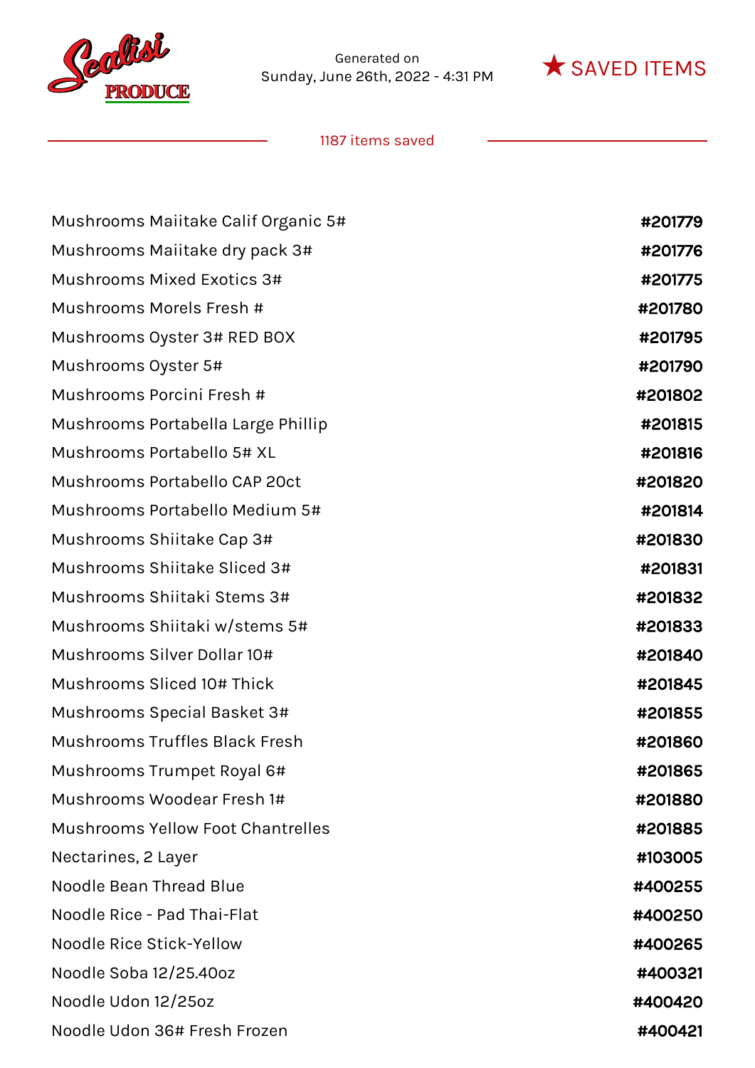Generated on
Sunday, June 26th, 2022 - 4:31 PM

★ SAVED ITEMS

1187 items saved

| Item | Number |
| --- | --- |
| Mushrooms Maiitake Calif Organic 5# | #201779 |
| Mushrooms Maiitake dry pack 3# | #201776 |
| Mushrooms Mixed Exotics 3# | #201775 |
| Mushrooms Morels Fresh # | #201780 |
| Mushrooms Oyster 3# RED BOX | #201795 |
| Mushrooms Oyster 5# | #201790 |
| Mushrooms Porcini Fresh # | #201802 |
| Mushrooms Portabella Large Phillip | #201815 |
| Mushrooms Portabello 5# XL | #201816 |
| Mushrooms Portabello CAP 20ct | #201820 |
| Mushrooms Portabello Medium 5# | #201814 |
| Mushrooms Shiitake Cap 3# | #201830 |
| Mushrooms Shiitake Sliced 3# | #201831 |
| Mushrooms Shiitaki Stems 3# | #201832 |
| Mushrooms Shiitaki w/stems 5# | #201833 |
| Mushrooms Silver Dollar 10# | #201840 |
| Mushrooms Sliced 10# Thick | #201845 |
| Mushrooms Special Basket 3# | #201855 |
| Mushrooms Truffles Black Fresh | #201860 |
| Mushrooms Trumpet Royal 6# | #201865 |
| Mushrooms Woodear Fresh 1# | #201880 |
| Mushrooms Yellow Foot Chantrelles | #201885 |
| Nectarines, 2 Layer | #103005 |
| Noodle Bean Thread Blue | #400255 |
| Noodle Rice - Pad Thai-Flat | #400250 |
| Noodle Rice Stick-Yellow | #400265 |
| Noodle Soba 12/25.40oz | #400321 |
| Noodle Udon 12/25oz | #400420 |
| Noodle Udon 36# Fresh Frozen | #400421 |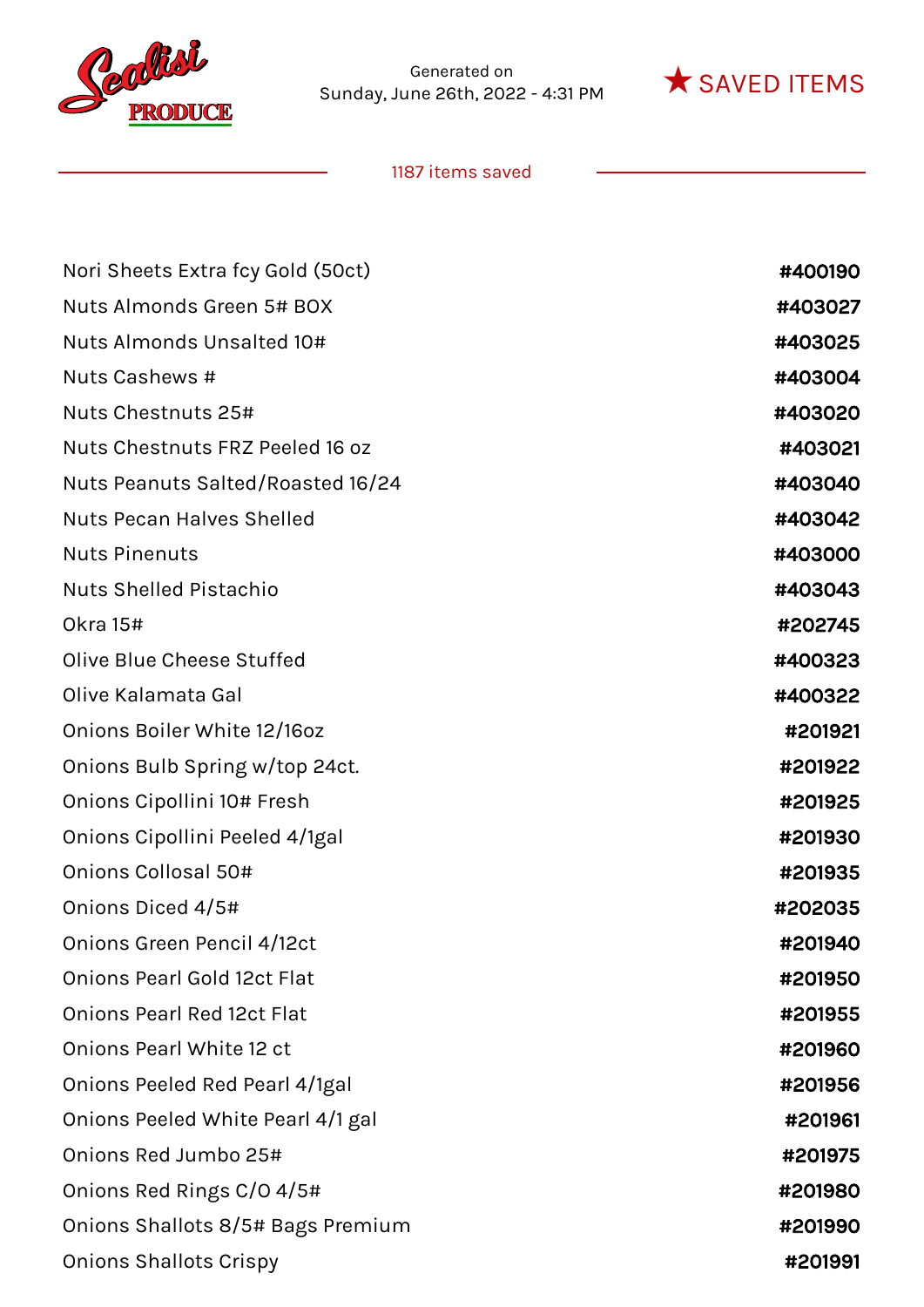Generated on
Sunday, June 26th, 2022 - 4:31 PM

★ SAVED ITEMS

1187 items saved

| Item | Number |
| --- | --- |
| Nori Sheets Extra fcy Gold (50ct) | #400190 |
| Nuts Almonds Green 5# BOX | #403027 |
| Nuts Almonds Unsalted 10# | #403025 |
| Nuts Cashews # | #403004 |
| Nuts Chestnuts 25# | #403020 |
| Nuts Chestnuts FRZ Peeled 16 oz | #403021 |
| Nuts Peanuts Salted/Roasted 16/24 | #403040 |
| Nuts Pecan Halves Shelled | #403042 |
| Nuts Pinenuts | #403000 |
| Nuts Shelled Pistachio | #403043 |
| Okra 15# | #202745 |
| Olive Blue Cheese Stuffed | #400323 |
| Olive Kalamata Gal | #400322 |
| Onions Boiler White 12/16oz | #201921 |
| Onions Bulb Spring w/top 24ct. | #201922 |
| Onions Cipollini 10# Fresh | #201925 |
| Onions Cipollini Peeled 4/1gal | #201930 |
| Onions Collosal 50# | #201935 |
| Onions Diced 4/5# | #202035 |
| Onions Green Pencil 4/12ct | #201940 |
| Onions Pearl Gold 12ct Flat | #201950 |
| Onions Pearl Red 12ct Flat | #201955 |
| Onions Pearl White 12 ct | #201960 |
| Onions Peeled Red Pearl 4/1gal | #201956 |
| Onions Peeled White Pearl 4/1 gal | #201961 |
| Onions Red Jumbo 25# | #201975 |
| Onions Red Rings C/O 4/5# | #201980 |
| Onions Shallots 8/5# Bags Premium | #201990 |
| Onions Shallots Crispy | #201991 |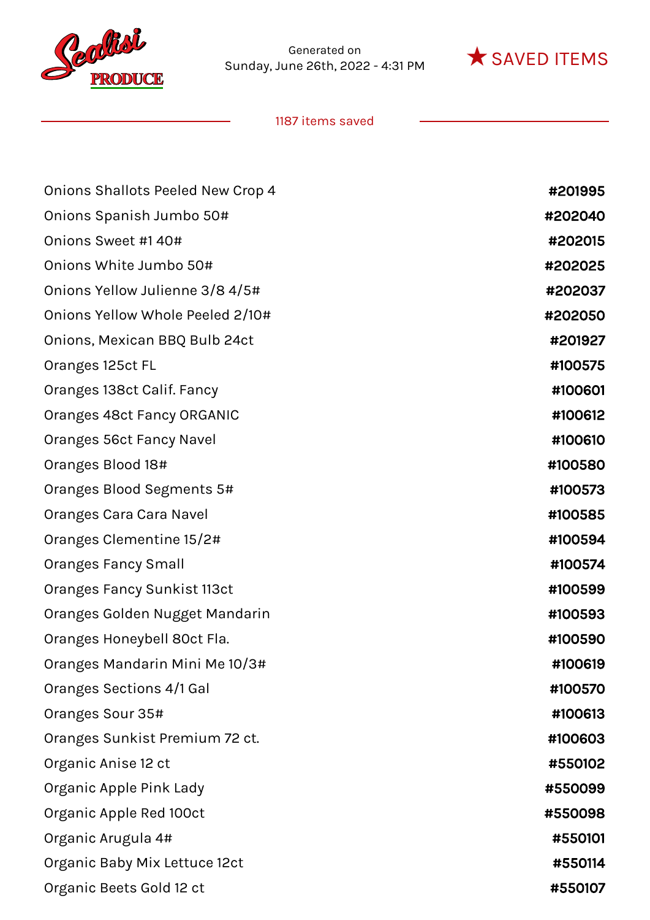Generated on
Sunday, June 26th, 2022 - 4:31 PM

★ SAVED ITEMS

1187 items saved

| Item | Number |
| --- | --- |
| Onions Shallots Peeled New Crop 4 | #201995 |
| Onions Spanish Jumbo 50# | #202040 |
| Onions Sweet #1 40# | #202015 |
| Onions White Jumbo 50# | #202025 |
| Onions Yellow Julienne 3/8 4/5# | #202037 |
| Onions Yellow Whole Peeled 2/10# | #202050 |
| Onions, Mexican BBQ Bulb 24ct | #201927 |
| Oranges 125ct FL | #100575 |
| Oranges 138ct Calif. Fancy | #100601 |
| Oranges 48ct Fancy ORGANIC | #100612 |
| Oranges 56ct Fancy Navel | #100610 |
| Oranges Blood 18# | #100580 |
| Oranges Blood Segments 5# | #100573 |
| Oranges Cara Cara Navel | #100585 |
| Oranges Clementine 15/2# | #100594 |
| Oranges Fancy Small | #100574 |
| Oranges Fancy Sunkist 113ct | #100599 |
| Oranges Golden Nugget Mandarin | #100593 |
| Oranges Honeybell 80ct Fla. | #100590 |
| Oranges Mandarin Mini Me 10/3# | #100619 |
| Oranges Sections 4/1 Gal | #100570 |
| Oranges Sour 35# | #100613 |
| Oranges Sunkist Premium 72 ct. | #100603 |
| Organic Anise 12 ct | #550102 |
| Organic Apple Pink Lady | #550099 |
| Organic Apple Red 100ct | #550098 |
| Organic Arugula 4# | #550101 |
| Organic Baby Mix Lettuce 12ct | #550114 |
| Organic Beets Gold 12 ct | #550107 |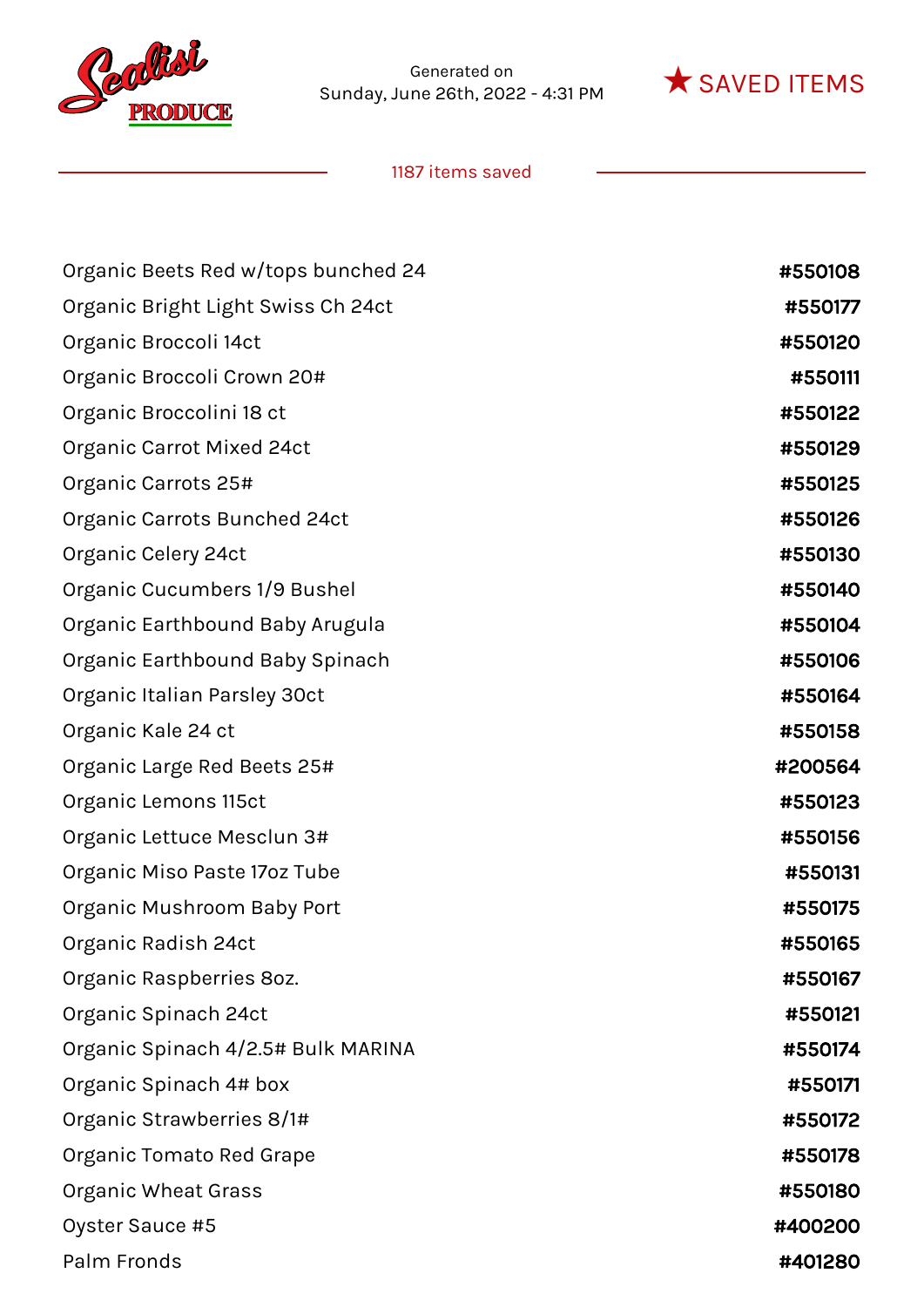Scalisi PRODUCE

Generated on
Sunday, June 26th, 2022 - 4:31 PM

★ SAVED ITEMS

1187 items saved

| | |
|---|---|
| Organic Beets Red w/tops bunched 24 | #550108 |
| Organic Bright Light Swiss Ch 24ct | #550177 |
| Organic Broccoli 14ct | #550120 |
| Organic Broccoli Crown 20# | #550111 |
| Organic Broccolini 18 ct | #550122 |
| Organic Carrot Mixed 24ct | #550129 |
| Organic Carrots 25# | #550125 |
| Organic Carrots Bunched 24ct | #550126 |
| Organic Celery 24ct | #550130 |
| Organic Cucumbers 1/9 Bushel | #550140 |
| Organic Earthbound Baby Arugula | #550104 |
| Organic Earthbound Baby Spinach | #550106 |
| Organic Italian Parsley 30ct | #550164 |
| Organic Kale 24 ct | #550158 |
| Organic Large Red Beets 25# | #200564 |
| Organic Lemons 115ct | #550123 |
| Organic Lettuce Mesclun 3# | #550156 |
| Organic Miso Paste 17oz Tube | #550131 |
| Organic Mushroom Baby Port | #550175 |
| Organic Radish 24ct | #550165 |
| Organic Raspberries 8oz. | #550167 |
| Organic Spinach 24ct | #550121 |
| Organic Spinach 4/2.5# Bulk MARINA | #550174 |
| Organic Spinach 4# box | #550171 |
| Organic Strawberries 8/1# | #550172 |
| Organic Tomato Red Grape | #550178 |
| Organic Wheat Grass | #550180 |
| Oyster Sauce #5 | #400200 |
| Palm Fronds | #401280 |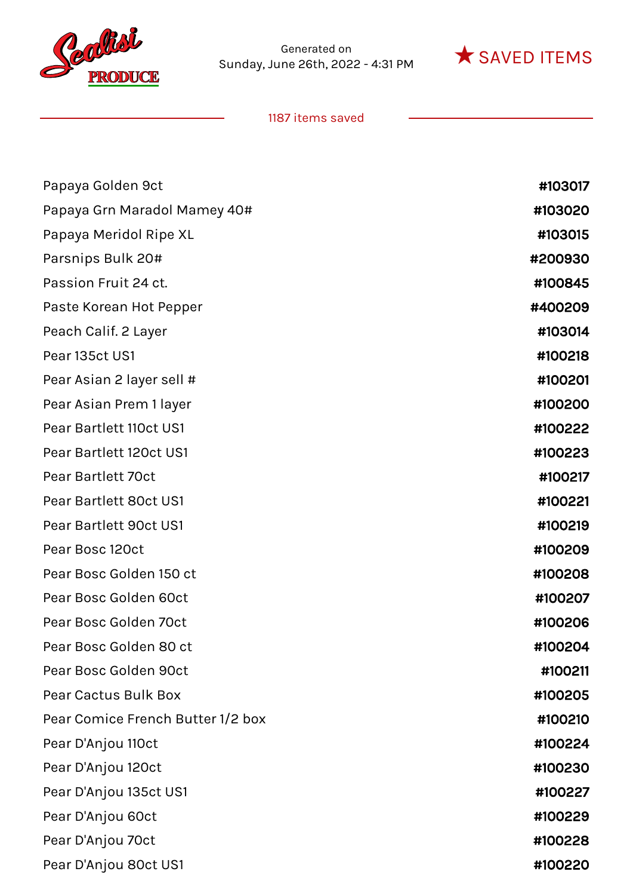Scalisi PRODUCE

Generated on
Sunday, June 26th, 2022 - 4:31 PM

★ SAVED ITEMS

1187 items saved

| | |
|---|---|
| Papaya Golden 9ct | **#103017** |
| Papaya Grn Maradol Mamey 40# | **#103020** |
| Papaya Meridol Ripe XL | **#103015** |
| Parsnips Bulk 20# | **#200930** |
| Passion Fruit 24 ct. | **#100845** |
| Paste Korean Hot Pepper | **#400209** |
| Peach Calif. 2 Layer | **#103014** |
| Pear 135ct US1 | **#100218** |
| Pear Asian 2 layer sell # | **#100201** |
| Pear Asian Prem 1 layer | **#100200** |
| Pear Bartlett 110ct US1 | **#100222** |
| Pear Bartlett 120ct US1 | **#100223** |
| Pear Bartlett 70ct | **#100217** |
| Pear Bartlett 80ct US1 | **#100221** |
| Pear Bartlett 90ct US1 | **#100219** |
| Pear Bosc 120ct | **#100209** |
| Pear Bosc Golden 150 ct | **#100208** |
| Pear Bosc Golden 60ct | **#100207** |
| Pear Bosc Golden 70ct | **#100206** |
| Pear Bosc Golden 80 ct | **#100204** |
| Pear Bosc Golden 90ct | **#100211** |
| Pear Cactus Bulk Box | **#100205** |
| Pear Comice French Butter 1/2 box | **#100210** |
| Pear D'Anjou 110ct | **#100224** |
| Pear D'Anjou 120ct | **#100230** |
| Pear D'Anjou 135ct US1 | **#100227** |
| Pear D'Anjou 60ct | **#100229** |
| Pear D'Anjou 70ct | **#100228** |
| Pear D'Anjou 80ct US1 | **#100220** |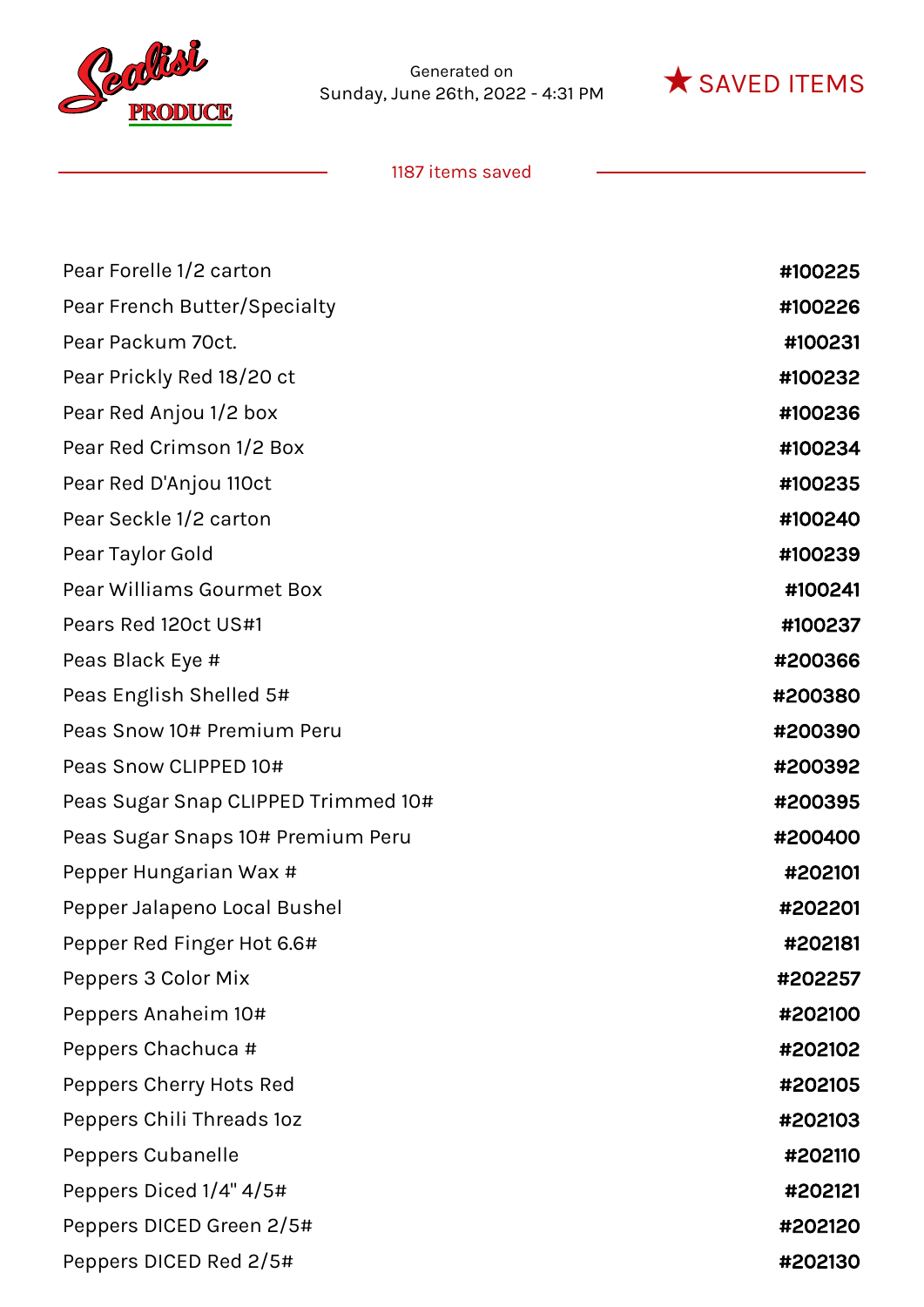Generated on
Sunday, June 26th, 2022 - 4:31 PM

★ SAVED ITEMS

1187 items saved

| | |
|---|---|
| Pear Forelle 1/2 carton | #100225 |
| Pear French Butter/Specialty | #100226 |
| Pear Packum 70ct. | #100231 |
| Pear Prickly Red 18/20 ct | #100232 |
| Pear Red Anjou 1/2 box | #100236 |
| Pear Red Crimson 1/2 Box | #100234 |
| Pear Red D'Anjou 110ct | #100235 |
| Pear Seckle 1/2 carton | #100240 |
| Pear Taylor Gold | #100239 |
| Pear Williams Gourmet Box | #100241 |
| Pears Red 120ct US#1 | #100237 |
| Peas Black Eye # | #200366 |
| Peas English Shelled 5# | #200380 |
| Peas Snow 10# Premium Peru | #200390 |
| Peas Snow CLIPPED 10# | #200392 |
| Peas Sugar Snap CLIPPED Trimmed 10# | #200395 |
| Peas Sugar Snaps 10# Premium Peru | #200400 |
| Pepper Hungarian Wax # | #202101 |
| Pepper Jalapeno Local Bushel | #202201 |
| Pepper Red Finger Hot 6.6# | #202181 |
| Peppers 3 Color Mix | #202257 |
| Peppers Anaheim 10# | #202100 |
| Peppers Chachuca # | #202102 |
| Peppers Cherry Hots Red | #202105 |
| Peppers Chili Threads 1oz | #202103 |
| Peppers Cubanelle | #202110 |
| Peppers Diced 1/4" 4/5# | #202121 |
| Peppers DICED Green 2/5# | #202120 |
| Peppers DICED Red 2/5# | #202130 |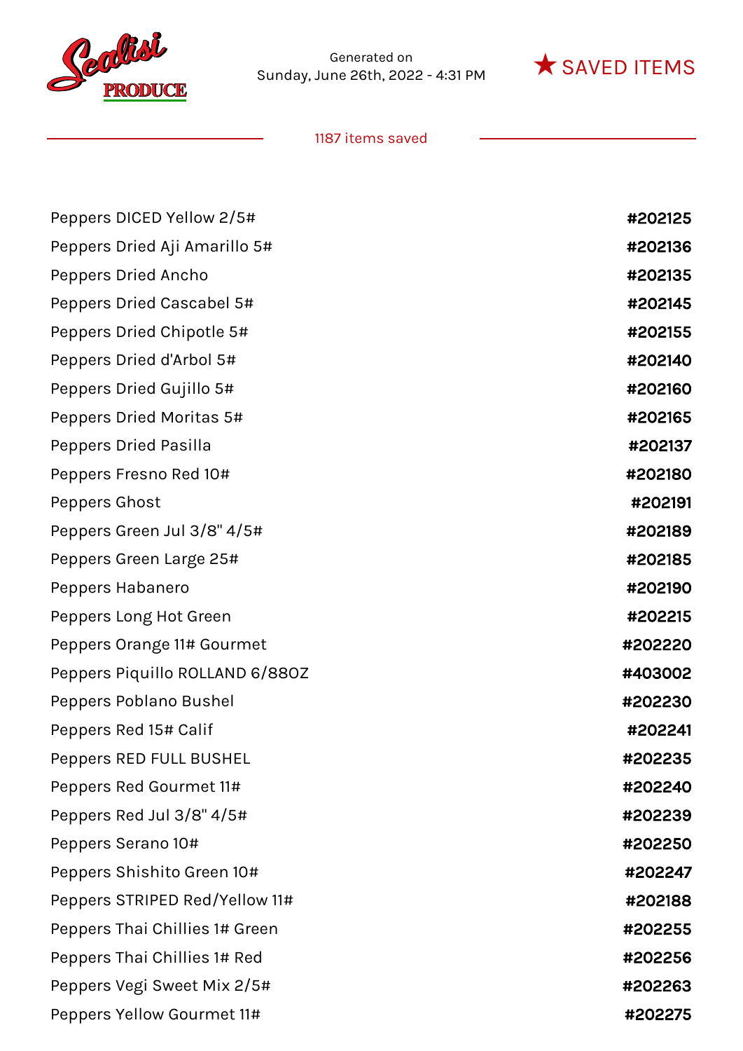Scalisi PRODUCE

Generated on
Sunday, June 26th, 2022 - 4:31 PM

★ SAVED ITEMS

1187 items saved

| | |
|---|---|
| Peppers DICED Yellow 2/5# | **#202125** |
| Peppers Dried Aji Amarillo 5# | **#202136** |
| Peppers Dried Ancho | **#202135** |
| Peppers Dried Cascabel 5# | **#202145** |
| Peppers Dried Chipotle 5# | **#202155** |
| Peppers Dried d'Arbol 5# | **#202140** |
| Peppers Dried Gujillo 5# | **#202160** |
| Peppers Dried Moritas 5# | **#202165** |
| Peppers Dried Pasilla | **#202137** |
| Peppers Fresno Red 10# | **#202180** |
| Peppers Ghost | **#202191** |
| Peppers Green Jul 3/8" 4/5# | **#202189** |
| Peppers Green Large 25# | **#202185** |
| Peppers Habanero | **#202190** |
| Peppers Long Hot Green | **#202215** |
| Peppers Orange 11# Gourmet | **#202220** |
| Peppers Piquillo ROLLAND 6/88OZ | **#403002** |
| Peppers Poblano Bushel | **#202230** |
| Peppers Red 15# Calif | **#202241** |
| Peppers RED FULL BUSHEL | **#202235** |
| Peppers Red Gourmet 11# | **#202240** |
| Peppers Red Jul 3/8" 4/5# | **#202239** |
| Peppers Serano 10# | **#202250** |
| Peppers Shishito Green 10# | **#202247** |
| Peppers STRIPED Red/Yellow 11# | **#202188** |
| Peppers Thai Chillies 1# Green | **#202255** |
| Peppers Thai Chillies 1# Red | **#202256** |
| Peppers Vegi Sweet Mix 2/5# | **#202263** |
| Peppers Yellow Gourmet 11# | **#202275** |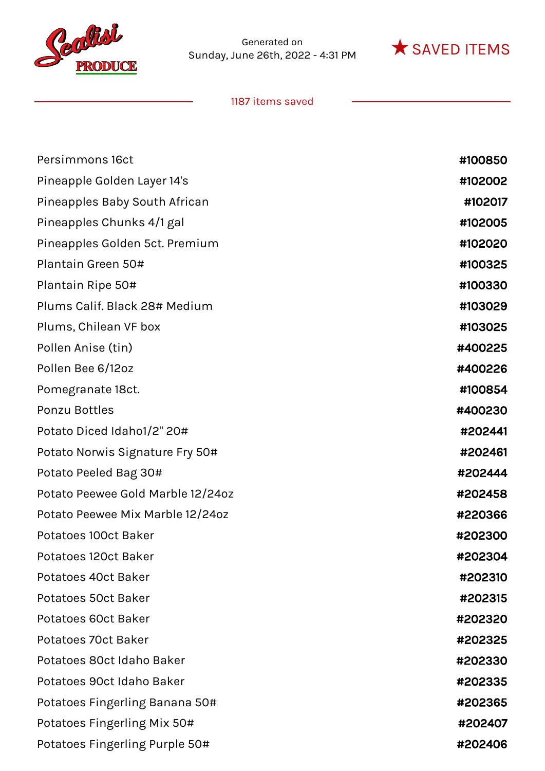Generated on
Sunday, June 26th, 2022 - 4:31 PM

★ SAVED ITEMS

1187 items saved

| | |
|---|---|
| Persimmons 16ct | #100850 |
| Pineapple Golden Layer 14's | #102002 |
| Pineapples Baby South African | #102017 |
| Pineapples Chunks 4/1 gal | #102005 |
| Pineapples Golden 5ct. Premium | #102020 |
| Plantain Green 50# | #100325 |
| Plantain Ripe 50# | #100330 |
| Plums Calif. Black 28# Medium | #103029 |
| Plums, Chilean VF box | #103025 |
| Pollen Anise (tin) | #400225 |
| Pollen Bee 6/12oz | #400226 |
| Pomegranate 18ct. | #100854 |
| Ponzu Bottles | #400230 |
| Potato Diced Idaho1/2" 20# | #202441 |
| Potato Norwis Signature Fry 50# | #202461 |
| Potato Peeled Bag 30# | #202444 |
| Potato Peewee Gold Marble 12/24oz | #202458 |
| Potato Peewee Mix Marble 12/24oz | #220366 |
| Potatoes 100ct Baker | #202300 |
| Potatoes 120ct Baker | #202304 |
| Potatoes 40ct Baker | #202310 |
| Potatoes 50ct Baker | #202315 |
| Potatoes 60ct Baker | #202320 |
| Potatoes 70ct Baker | #202325 |
| Potatoes 80ct Idaho Baker | #202330 |
| Potatoes 90ct Idaho Baker | #202335 |
| Potatoes Fingerling Banana 50# | #202365 |
| Potatoes Fingerling Mix 50# | #202407 |
| Potatoes Fingerling Purple 50# | #202406 |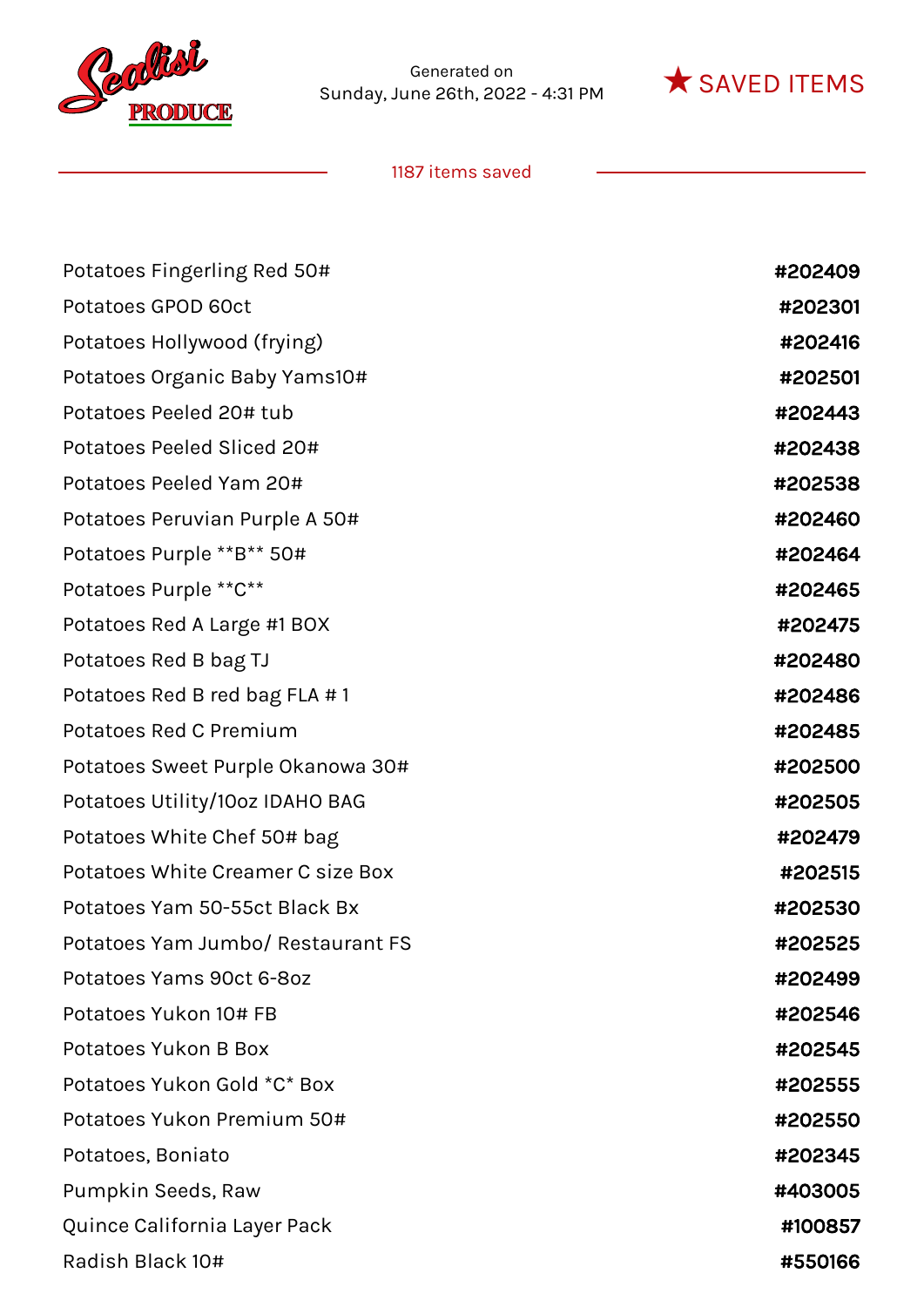Generated on
Sunday, June 26th, 2022 - 4:31 PM

★ SAVED ITEMS

1187 items saved

| | |
|---|---|
| Potatoes Fingerling Red 50# | #202409 |
| Potatoes GPOD 60ct | #202301 |
| Potatoes Hollywood (frying) | #202416 |
| Potatoes Organic Baby Yams10# | #202501 |
| Potatoes Peeled 20# tub | #202443 |
| Potatoes Peeled Sliced 20# | #202438 |
| Potatoes Peeled Yam 20# | #202538 |
| Potatoes Peruvian Purple A 50# | #202460 |
| Potatoes Purple **B** 50# | #202464 |
| Potatoes Purple **C** | #202465 |
| Potatoes Red A Large #1 BOX | #202475 |
| Potatoes Red B bag TJ | #202480 |
| Potatoes Red B red bag FLA # 1 | #202486 |
| Potatoes Red C Premium | #202485 |
| Potatoes Sweet Purple Okanowa 30# | #202500 |
| Potatoes Utility/10oz IDAHO BAG | #202505 |
| Potatoes White Chef 50# bag | #202479 |
| Potatoes White Creamer C size Box | #202515 |
| Potatoes Yam 50-55ct Black Bx | #202530 |
| Potatoes Yam Jumbo/ Restaurant FS | #202525 |
| Potatoes Yams 90ct 6-8oz | #202499 |
| Potatoes Yukon 10# FB | #202546 |
| Potatoes Yukon B Box | #202545 |
| Potatoes Yukon Gold *C* Box | #202555 |
| Potatoes Yukon Premium 50# | #202550 |
| Potatoes, Boniato | #202345 |
| Pumpkin Seeds, Raw | #403005 |
| Quince California Layer Pack | #100857 |
| Radish Black 10# | #550166 |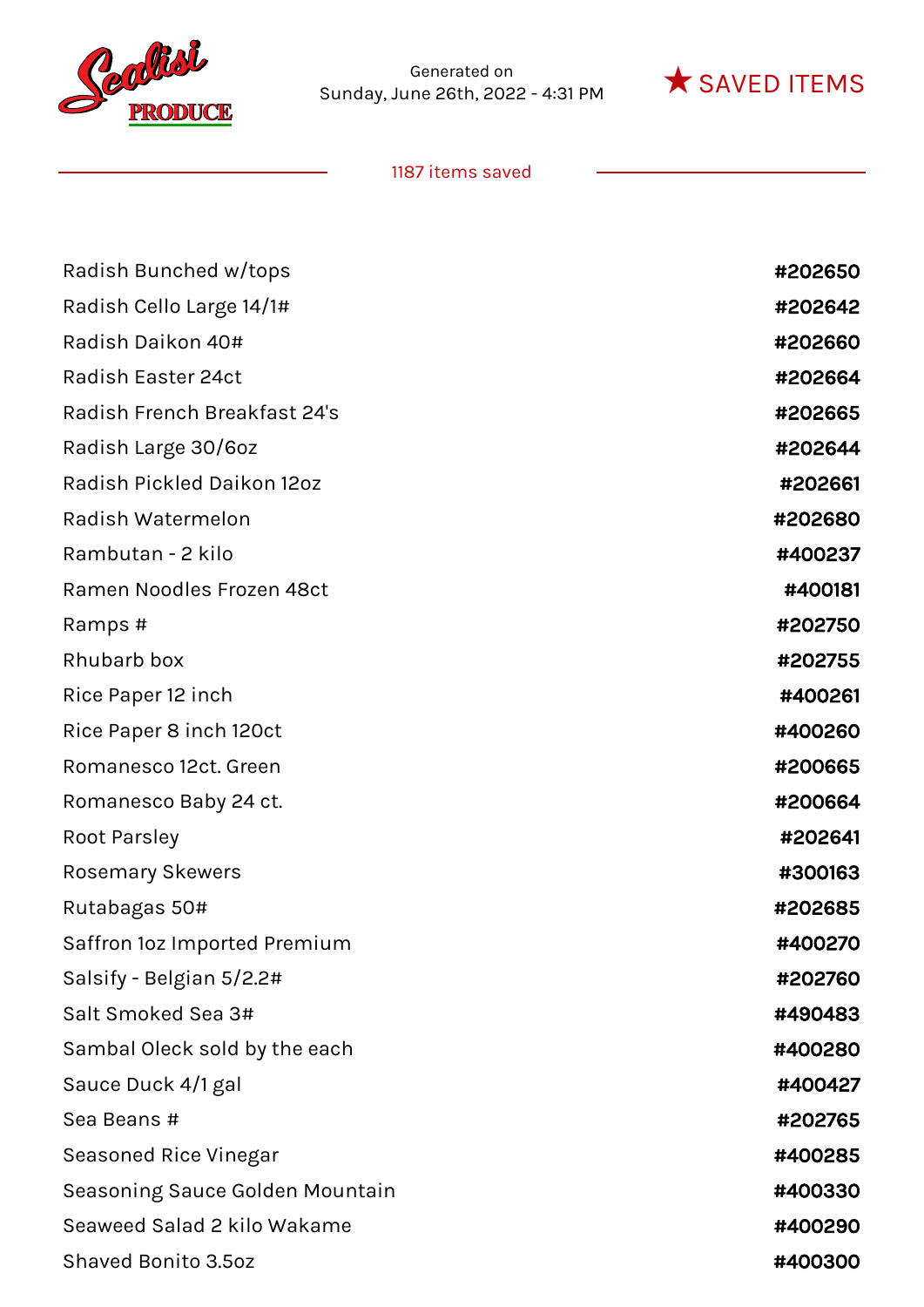Sealisi PRODUCE

Generated on
Sunday, June 26th, 2022 - 4:31 PM

★ SAVED ITEMS

1187 items saved

| | |
|---|---|
| Radish Bunched w/tops | #202650 |
| Radish Cello Large 14/1# | #202642 |
| Radish Daikon 40# | #202660 |
| Radish Easter 24ct | #202664 |
| Radish French Breakfast 24's | #202665 |
| Radish Large 30/6oz | #202644 |
| Radish Pickled Daikon 12oz | #202661 |
| Radish Watermelon | #202680 |
| Rambutan - 2 kilo | #400237 |
| Ramen Noodles Frozen 48ct | #400181 |
| Ramps # | #202750 |
| Rhubarb box | #202755 |
| Rice Paper 12 inch | #400261 |
| Rice Paper 8 inch 120ct | #400260 |
| Romanesco 12ct. Green | #200665 |
| Romanesco Baby 24 ct. | #200664 |
| Root Parsley | #202641 |
| Rosemary Skewers | #300163 |
| Rutabagas 50# | #202685 |
| Saffron 1oz Imported Premium | #400270 |
| Salsify - Belgian 5/2.2# | #202760 |
| Salt Smoked Sea 3# | #490483 |
| Sambal Oleck sold by the each | #400280 |
| Sauce Duck 4/1 gal | #400427 |
| Sea Beans # | #202765 |
| Seasoned Rice Vinegar | #400285 |
| Seasoning Sauce Golden Mountain | #400330 |
| Seaweed Salad 2 kilo Wakame | #400290 |
| Shaved Bonito 3.5oz | #400300 |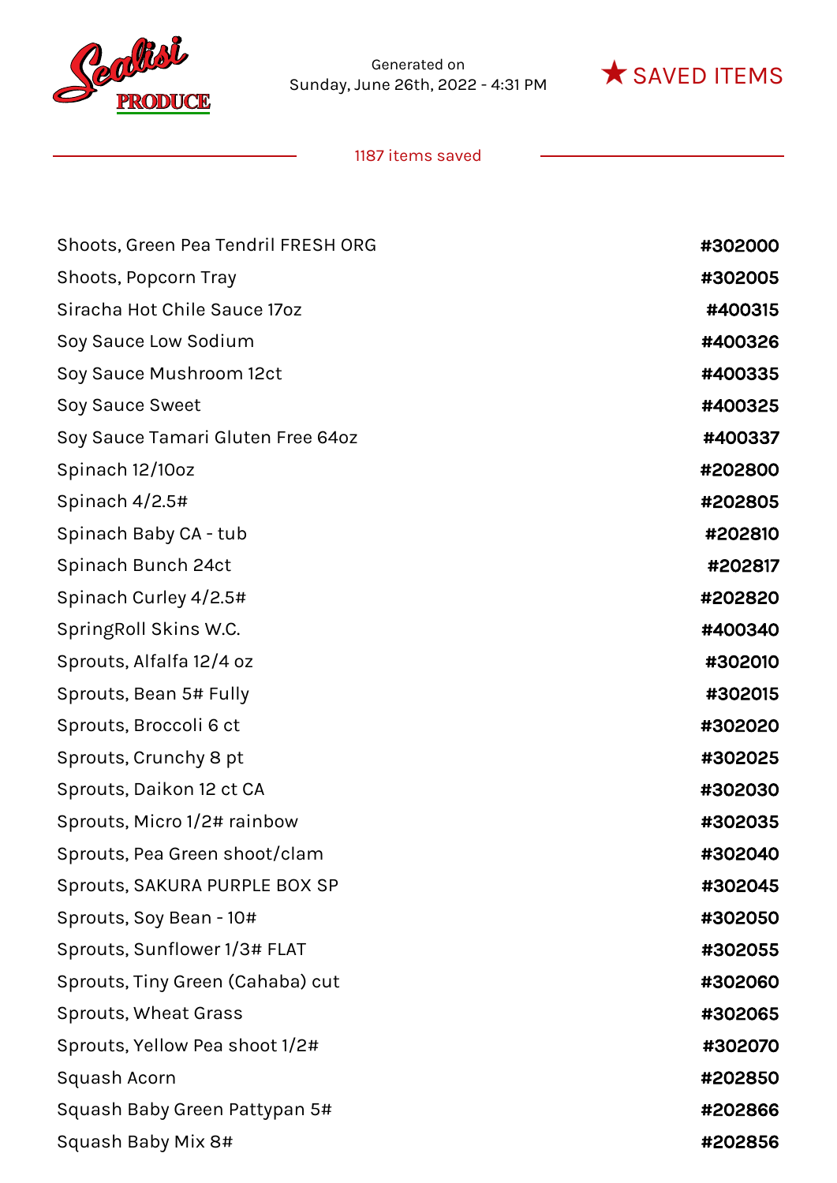Scalisi PRODUCE

Generated on
Sunday, June 26th, 2022 - 4:31 PM

★ SAVED ITEMS

1187 items saved

| | |
|---|---|
| Shoots, Green Pea Tendril FRESH ORG | #302000 |
| Shoots, Popcorn Tray | #302005 |
| Siracha Hot Chile Sauce 17oz | #400315 |
| Soy Sauce Low Sodium | #400326 |
| Soy Sauce Mushroom 12ct | #400335 |
| Soy Sauce Sweet | #400325 |
| Soy Sauce Tamari Gluten Free 64oz | #400337 |
| Spinach 12/10oz | #202800 |
| Spinach 4/2.5# | #202805 |
| Spinach Baby CA - tub | #202810 |
| Spinach Bunch 24ct | #202817 |
| Spinach Curley 4/2.5# | #202820 |
| SpringRoll Skins W.C. | #400340 |
| Sprouts, Alfalfa 12/4 oz | #302010 |
| Sprouts, Bean 5# Fully | #302015 |
| Sprouts, Broccoli 6 ct | #302020 |
| Sprouts, Crunchy 8 pt | #302025 |
| Sprouts, Daikon 12 ct CA | #302030 |
| Sprouts, Micro 1/2# rainbow | #302035 |
| Sprouts, Pea Green shoot/clam | #302040 |
| Sprouts, SAKURA PURPLE BOX SP | #302045 |
| Sprouts, Soy Bean - 10# | #302050 |
| Sprouts, Sunflower 1/3# FLAT | #302055 |
| Sprouts, Tiny Green (Cahaba) cut | #302060 |
| Sprouts, Wheat Grass | #302065 |
| Sprouts, Yellow Pea shoot 1/2# | #302070 |
| Squash Acorn | #202850 |
| Squash Baby Green Pattypan 5# | #202866 |
| Squash Baby Mix 8# | #202856 |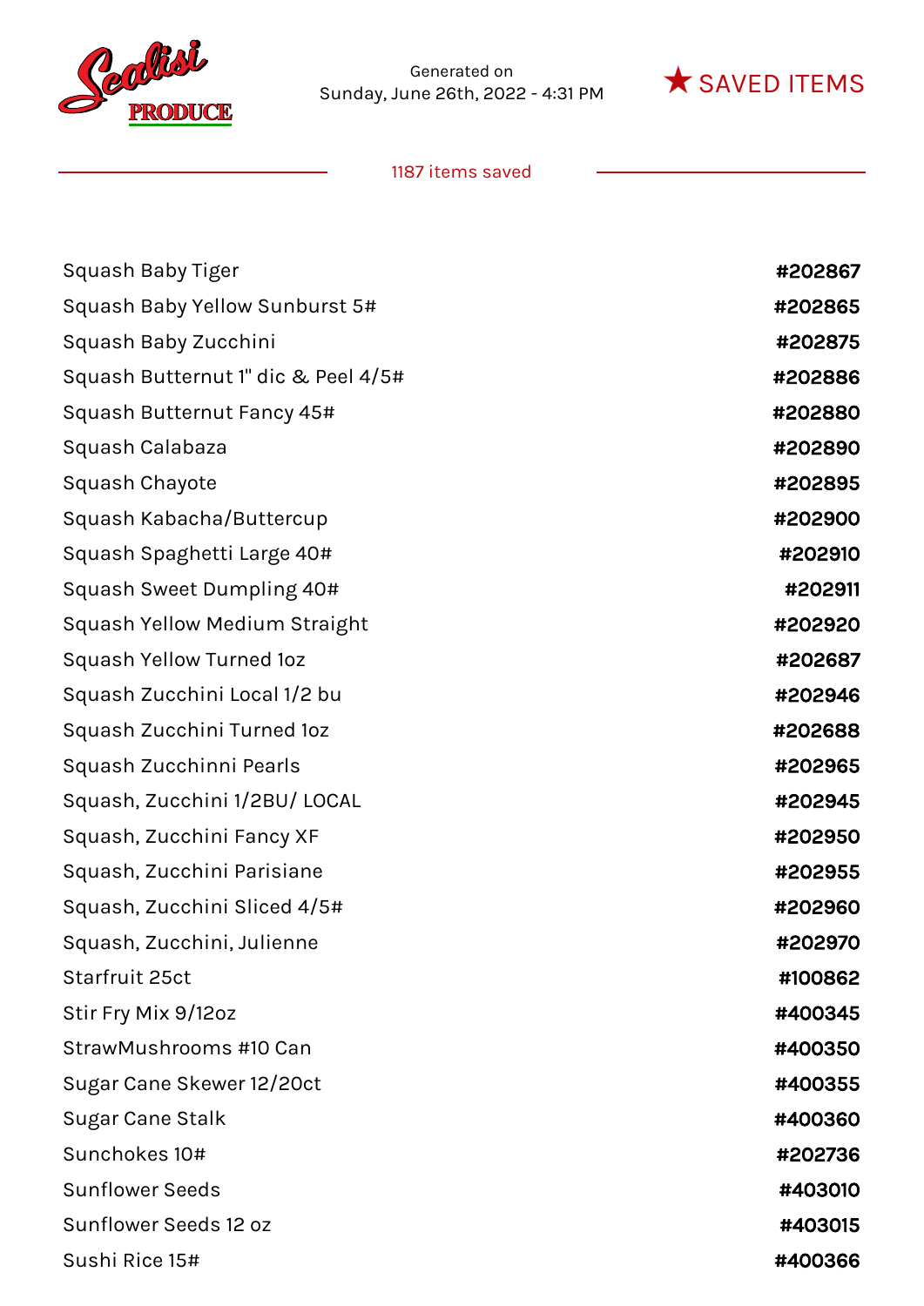Scalisi PRODUCE

Generated on
Sunday, June 26th, 2022 - 4:31 PM

★ SAVED ITEMS

1187 items saved

| | |
|---|---|
| Squash Baby Tiger | #202867 |
| Squash Baby Yellow Sunburst 5# | #202865 |
| Squash Baby Zucchini | #202875 |
| Squash Butternut 1" dic & Peel 4/5# | #202886 |
| Squash Butternut Fancy 45# | #202880 |
| Squash Calabaza | #202890 |
| Squash Chayote | #202895 |
| Squash Kabacha/Buttercup | #202900 |
| Squash Spaghetti Large 40# | #202910 |
| Squash Sweet Dumpling 40# | #202911 |
| Squash Yellow Medium Straight | #202920 |
| Squash Yellow Turned 1oz | #202687 |
| Squash Zucchini Local 1/2 bu | #202946 |
| Squash Zucchini Turned 1oz | #202688 |
| Squash Zucchinni Pearls | #202965 |
| Squash, Zucchini 1/2BU/ LOCAL | #202945 |
| Squash, Zucchini Fancy XF | #202950 |
| Squash, Zucchini Parisiane | #202955 |
| Squash, Zucchini Sliced 4/5# | #202960 |
| Squash, Zucchini, Julienne | #202970 |
| Starfruit 25ct | #100862 |
| Stir Fry Mix 9/12oz | #400345 |
| StrawMushrooms #10 Can | #400350 |
| Sugar Cane Skewer 12/20ct | #400355 |
| Sugar Cane Stalk | #400360 |
| Sunchokes 10# | #202736 |
| Sunflower Seeds | #403010 |
| Sunflower Seeds 12 oz | #403015 |
| Sushi Rice 15# | #400366 |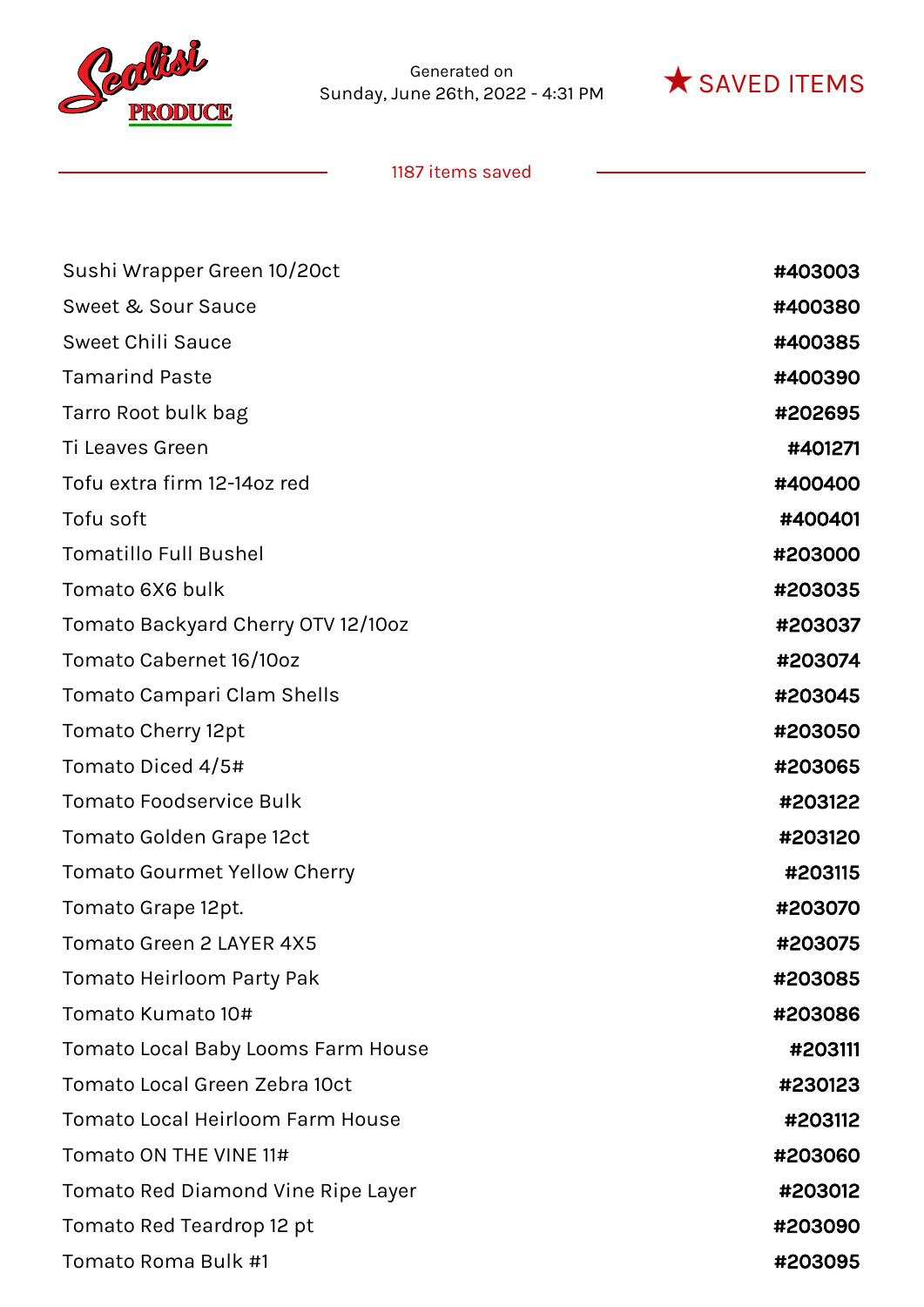Scalisi PRODUCE

Generated on
Sunday, June 26th, 2022 - 4:31 PM

★ SAVED ITEMS

1187 items saved

| | |
|---|---|
| Sushi Wrapper Green 10/20ct | **#403003** |
| Sweet & Sour Sauce | **#400380** |
| Sweet Chili Sauce | **#400385** |
| Tamarind Paste | **#400390** |
| Tarro Root bulk bag | **#202695** |
| Ti Leaves Green | **#401271** |
| Tofu extra firm 12-14oz red | **#400400** |
| Tofu soft | **#400401** |
| Tomatillo Full Bushel | **#203000** |
| Tomato 6X6 bulk | **#203035** |
| Tomato Backyard Cherry OTV 12/10oz | **#203037** |
| Tomato Cabernet 16/10oz | **#203074** |
| Tomato Campari Clam Shells | **#203045** |
| Tomato Cherry 12pt | **#203050** |
| Tomato Diced 4/5# | **#203065** |
| Tomato Foodservice Bulk | **#203122** |
| Tomato Golden Grape 12ct | **#203120** |
| Tomato Gourmet Yellow Cherry | **#203115** |
| Tomato Grape 12pt. | **#203070** |
| Tomato Green 2 LAYER 4X5 | **#203075** |
| Tomato Heirloom Party Pak | **#203085** |
| Tomato Kumato 10# | **#203086** |
| Tomato Local Baby Looms Farm House | **#203111** |
| Tomato Local Green Zebra 10ct | **#230123** |
| Tomato Local Heirloom Farm House | **#203112** |
| Tomato ON THE VINE 11# | **#203060** |
| Tomato Red Diamond Vine Ripe Layer | **#203012** |
| Tomato Red Teardrop 12 pt | **#203090** |
| Tomato Roma Bulk #1 | **#203095** |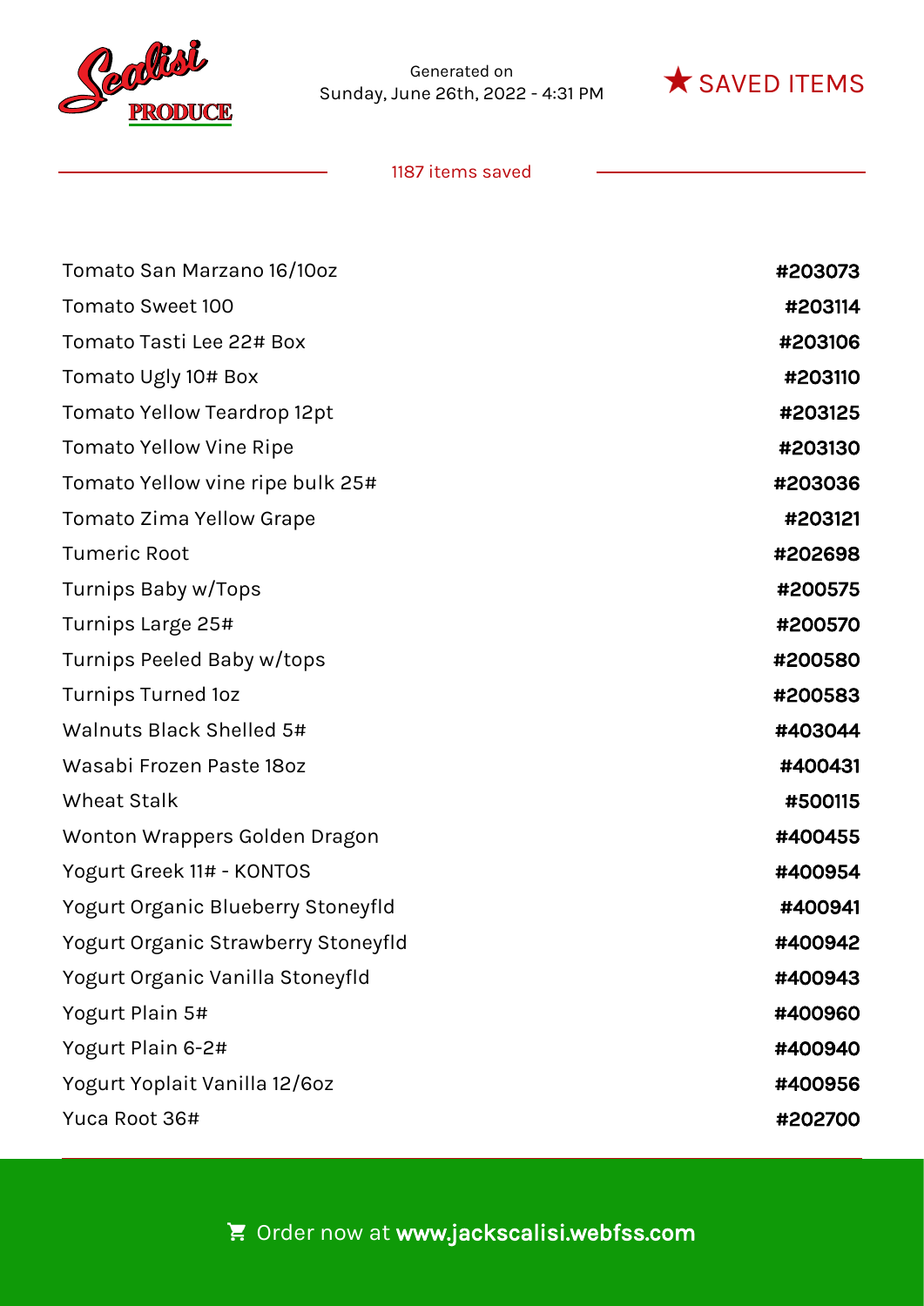Generated on
Sunday, June 26th, 2022 - 4:31 PM

★ SAVED ITEMS

1187 items saved

| | |
|---|---|
| Tomato San Marzano 16/10oz | #203073 |
| Tomato Sweet 100 | #203114 |
| Tomato Tasti Lee 22# Box | #203106 |
| Tomato Ugly 10# Box | #203110 |
| Tomato Yellow Teardrop 12pt | #203125 |
| Tomato Yellow Vine Ripe | #203130 |
| Tomato Yellow vine ripe bulk 25# | #203036 |
| Tomato Zima Yellow Grape | #203121 |
| Tumeric Root | #202698 |
| Turnips Baby w/Tops | #200575 |
| Turnips Large 25# | #200570 |
| Turnips Peeled Baby w/tops | #200580 |
| Turnips Turned 1oz | #200583 |
| Walnuts Black Shelled 5# | #403044 |
| Wasabi Frozen Paste 18oz | #400431 |
| Wheat Stalk | #500115 |
| Wonton Wrappers Golden Dragon | #400455 |
| Yogurt Greek 11# - KONTOS | #400954 |
| Yogurt Organic Blueberry Stoneyfld | #400941 |
| Yogurt Organic Strawberry Stoneyfld | #400942 |
| Yogurt Organic Vanilla Stoneyfld | #400943 |
| Yogurt Plain 5# | #400960 |
| Yogurt Plain 6-2# | #400940 |
| Yogurt Yoplait Vanilla 12/6oz | #400956 |
| Yuca Root 36# | #202700 |

Order now at **www.jackscalisi.webfss.com**